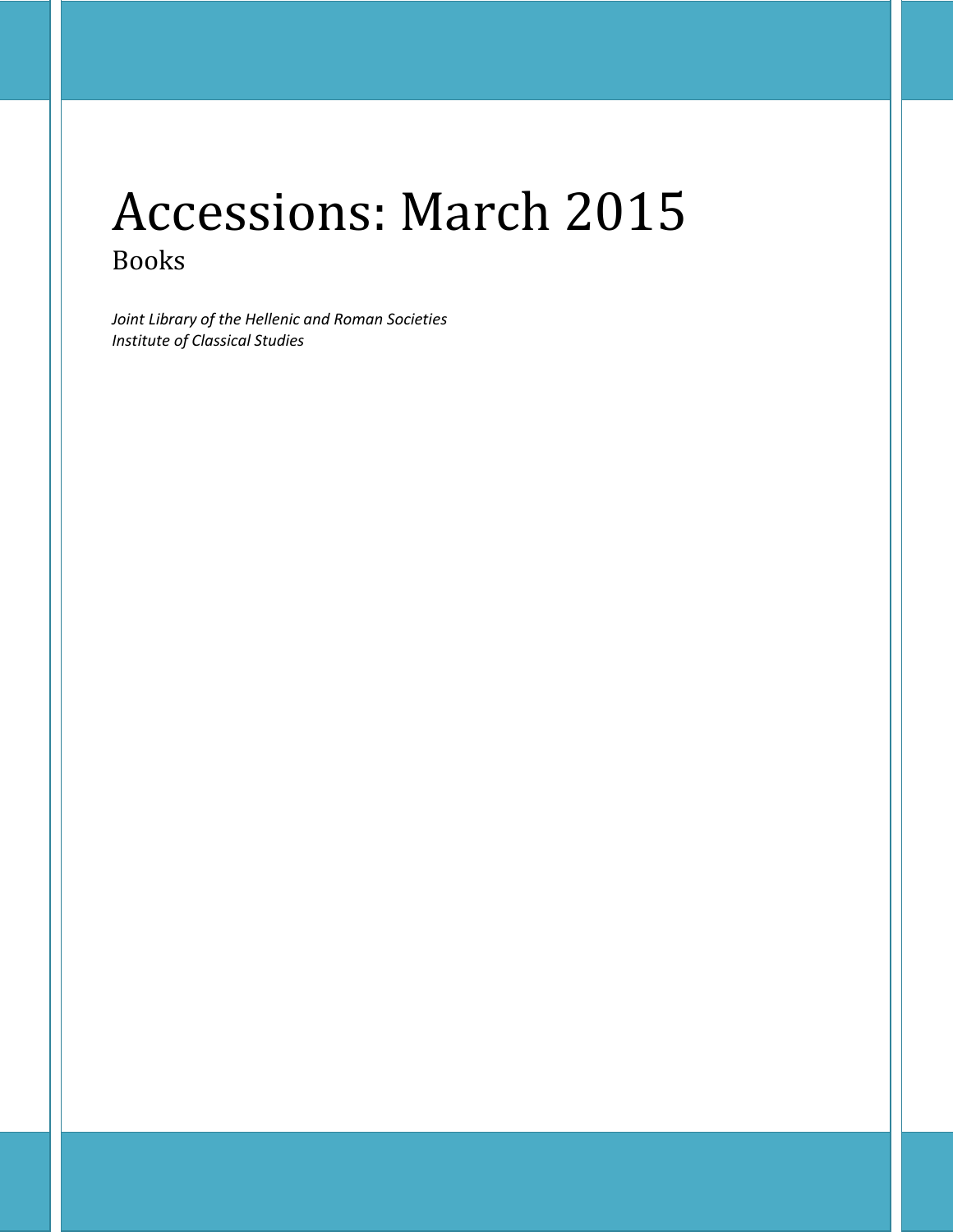# Accessions: March 2015

## Books

*Joint Library of the Hellenic and Roman Societies*
*Institute of Classical Studies*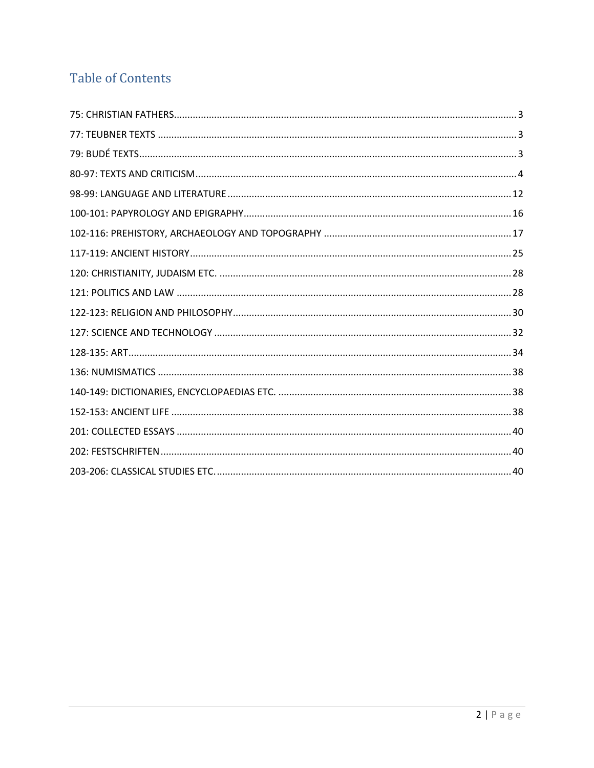# Table of Contents

| | |
|---|---|
| 75: CHRISTIAN FATHERS | 3 |
| 77: TEUBNER TEXTS | 3 |
| 79: BUDÉ TEXTS | 3 |
| 80-97: TEXTS AND CRITICISM | 4 |
| 98-99: LANGUAGE AND LITERATURE | 12 |
| 100-101: PAPYROLOGY AND EPIGRAPHY | 16 |
| 102-116: PREHISTORY, ARCHAEOLOGY AND TOPOGRAPHY | 17 |
| 117-119: ANCIENT HISTORY | 25 |
| 120: CHRISTIANITY, JUDAISM ETC. | 28 |
| 121: POLITICS AND LAW | 28 |
| 122-123: RELIGION AND PHILOSOPHY | 30 |
| 127: SCIENCE AND TECHNOLOGY | 32 |
| 128-135: ART | 34 |
| 136: NUMISMATICS | 38 |
| 140-149: DICTIONARIES, ENCYCLOPAEDIAS ETC. | 38 |
| 152-153: ANCIENT LIFE | 38 |
| 201: COLLECTED ESSAYS | 40 |
| 202: FESTSCHRIFTEN | 40 |
| 203-206: CLASSICAL STUDIES ETC. | 40 |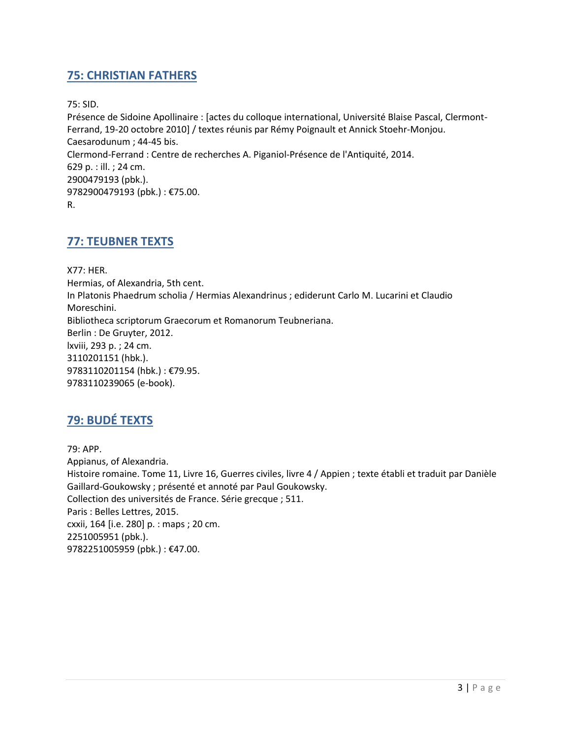## 75: CHRISTIAN FATHERS

75: SID.
Présence de Sidoine Apollinaire : [actes du colloque international, Université Blaise Pascal, Clermont-Ferrand, 19-20 octobre 2010] / textes réunis par Rémy Poignault et Annick Stoehr-Monjou.
Caesarodunum ; 44-45 bis.
Clermond-Ferrand : Centre de recherches A. Piganiol-Présence de l'Antiquité, 2014.
629 p. : ill. ; 24 cm.
2900479193 (pbk.).
9782900479193 (pbk.) : €75.00.
R.

## 77: TEUBNER TEXTS

X77: HER.
Hermias, of Alexandria, 5th cent.
In Platonis Phaedrum scholia / Hermias Alexandrinus ; ediderunt Carlo M. Lucarini et Claudio Moreschini.
Bibliotheca scriptorum Graecorum et Romanorum Teubneriana.
Berlin : De Gruyter, 2012.
lxviii, 293 p. ; 24 cm.
3110201151 (hbk.).
9783110201154 (hbk.) : €79.95.
9783110239065 (e-book).

## 79: BUDÉ TEXTS

79: APP.
Appianus, of Alexandria.
Histoire romaine. Tome 11, Livre 16, Guerres civiles, livre 4 / Appien ; texte établi et traduit par Danièle Gaillard-Goukowsky ; présenté et annoté par Paul Goukowsky.
Collection des universités de France. Série grecque ; 511.
Paris : Belles Lettres, 2015.
cxxii, 164 [i.e. 280] p. : maps ; 20 cm.
2251005951 (pbk.).
9782251005959 (pbk.) : €47.00.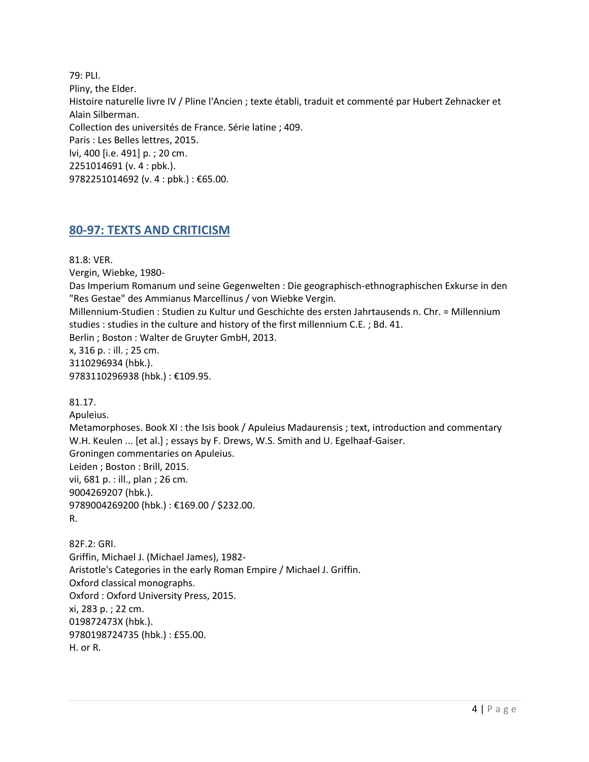79: PLI.
Pliny, the Elder.
Histoire naturelle livre IV / Pline l'Ancien ; texte établi, traduit et commenté par Hubert Zehnacker et Alain Silberman.
Collection des universités de France. Série latine ; 409.
Paris : Les Belles lettres, 2015.
lvi, 400 [i.e. 491] p. ; 20 cm.
2251014691 (v. 4 : pbk.).
9782251014692 (v. 4 : pbk.) : €65.00.

## 80-97: TEXTS AND CRITICISM

81.8: VER.
Vergin, Wiebke, 1980-
Das Imperium Romanum und seine Gegenwelten : Die geographisch-ethnographischen Exkurse in den "Res Gestae" des Ammianus Marcellinus / von Wiebke Vergin.
Millennium-Studien : Studien zu Kultur und Geschichte des ersten Jahrtausends n. Chr. = Millennium studies : studies in the culture and history of the first millennium C.E. ; Bd. 41.
Berlin ; Boston : Walter de Gruyter GmbH, 2013.
x, 316 p. : ill. ; 25 cm.
3110296934 (hbk.).
9783110296938 (hbk.) : €109.95.

81.17.
Apuleius.
Metamorphoses. Book XI : the Isis book / Apuleius Madaurensis ; text, introduction and commentary W.H. Keulen ... [et al.] ; essays by F. Drews, W.S. Smith and U. Egelhaaf-Gaiser.
Groningen commentaries on Apuleius.
Leiden ; Boston : Brill, 2015.
vii, 681 p. : ill., plan ; 26 cm.
9004269207 (hbk.).
9789004269200 (hbk.) : €169.00 / $232.00.
R.

82F.2: GRI.
Griffin, Michael J. (Michael James), 1982-
Aristotle's Categories in the early Roman Empire / Michael J. Griffin.
Oxford classical monographs.
Oxford : Oxford University Press, 2015.
xi, 283 p. ; 22 cm.
019872473X (hbk.).
9780198724735 (hbk.) : £55.00.
H. or R.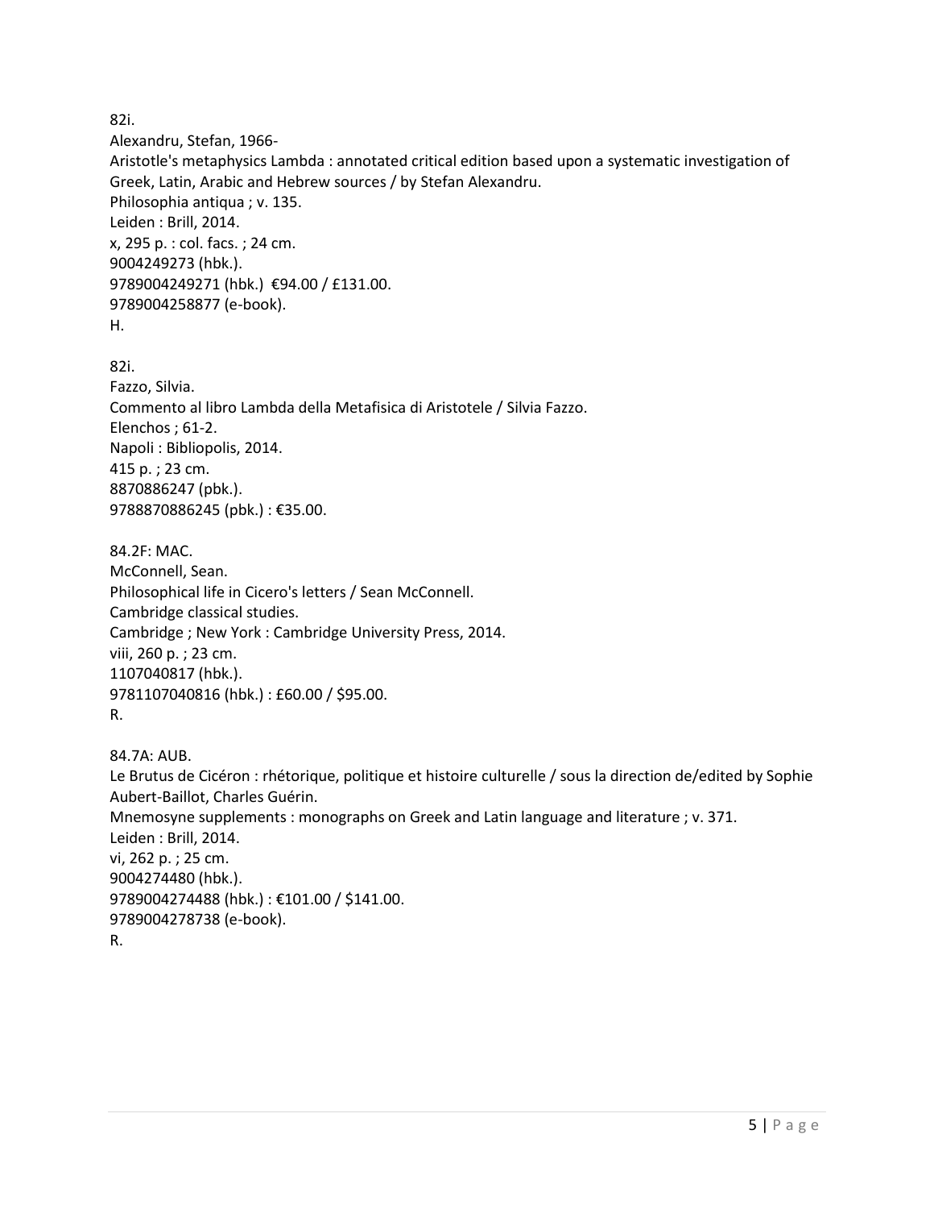82i.
Alexandru, Stefan, 1966-
Aristotle's metaphysics Lambda : annotated critical edition based upon a systematic investigation of Greek, Latin, Arabic and Hebrew sources / by Stefan Alexandru.
Philosophia antiqua ; v. 135.
Leiden : Brill, 2014.
x, 295 p. : col. facs. ; 24 cm.
9004249273 (hbk.).
9789004249271 (hbk.) €94.00 / £131.00.
9789004258877 (e-book).
H.

82i.
Fazzo, Silvia.
Commento al libro Lambda della Metafisica di Aristotele / Silvia Fazzo.
Elenchos ; 61-2.
Napoli : Bibliopolis, 2014.
415 p. ; 23 cm.
8870886247 (pbk.).
9788870886245 (pbk.) : €35.00.

84.2F: MAC.
McConnell, Sean.
Philosophical life in Cicero's letters / Sean McConnell.
Cambridge classical studies.
Cambridge ; New York : Cambridge University Press, 2014.
viii, 260 p. ; 23 cm.
1107040817 (hbk.).
9781107040816 (hbk.) : £60.00 / $95.00.
R.

84.7A: AUB.
Le Brutus de Cicéron : rhétorique, politique et histoire culturelle / sous la direction de/edited by Sophie Aubert-Baillot, Charles Guérin.
Mnemosyne supplements : monographs on Greek and Latin language and literature ; v. 371.
Leiden : Brill, 2014.
vi, 262 p. ; 25 cm.
9004274480 (hbk.).
9789004274488 (hbk.) : €101.00 / $141.00.
9789004278738 (e-book).
R.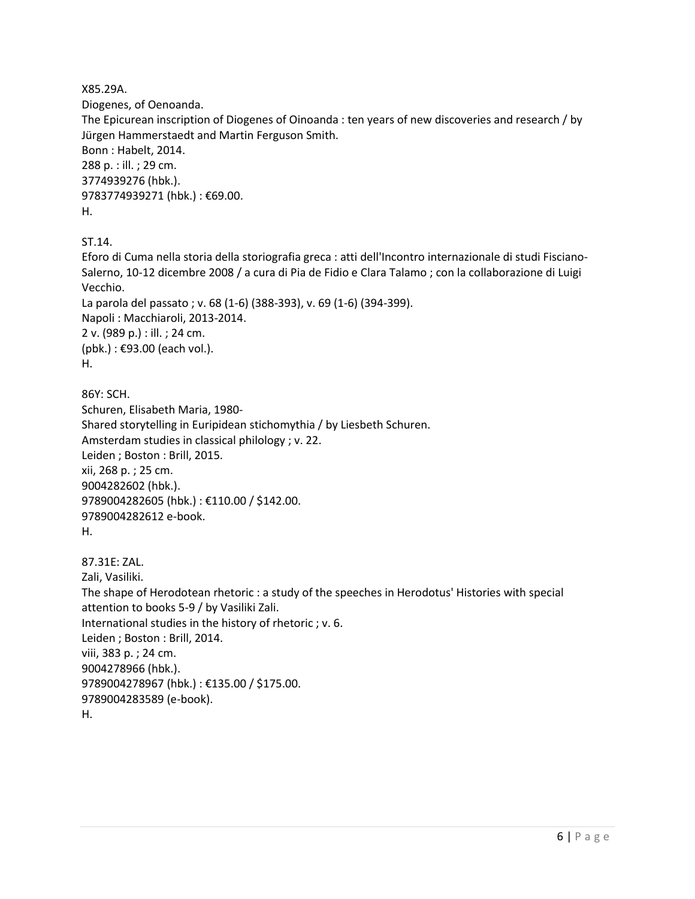X85.29A.
Diogenes, of Oenoanda.
The Epicurean inscription of Diogenes of Oinoanda : ten years of new discoveries and research / by Jürgen Hammerstaedt and Martin Ferguson Smith.
Bonn : Habelt, 2014.
288 p. : ill. ; 29 cm.
3774939276 (hbk.).
9783774939271 (hbk.) : €69.00.
H.

ST.14.
Eforo di Cuma nella storia della storiografia greca : atti dell'Incontro internazionale di studi Fisciano-Salerno, 10-12 dicembre 2008 / a cura di Pia de Fidio e Clara Talamo ; con la collaborazione di Luigi Vecchio.
La parola del passato ; v. 68 (1-6) (388-393), v. 69 (1-6) (394-399).
Napoli : Macchiaroli, 2013-2014.
2 v. (989 p.) : ill. ; 24 cm.
(pbk.) : €93.00 (each vol.).
H.

86Y: SCH.
Schuren, Elisabeth Maria, 1980-
Shared storytelling in Euripidean stichomythia / by Liesbeth Schuren.
Amsterdam studies in classical philology ; v. 22.
Leiden ; Boston : Brill, 2015.
xii, 268 p. ; 25 cm.
9004282602 (hbk.).
9789004282605 (hbk.) : €110.00 / $142.00.
9789004282612 e-book.
H.

87.31E: ZAL.
Zali, Vasiliki.
The shape of Herodotean rhetoric : a study of the speeches in Herodotus' Histories with special attention to books 5-9 / by Vasiliki Zali.
International studies in the history of rhetoric ; v. 6.
Leiden ; Boston : Brill, 2014.
viii, 383 p. ; 24 cm.
9004278966 (hbk.).
9789004278967 (hbk.) : €135.00 / $175.00.
9789004283589 (e-book).
H.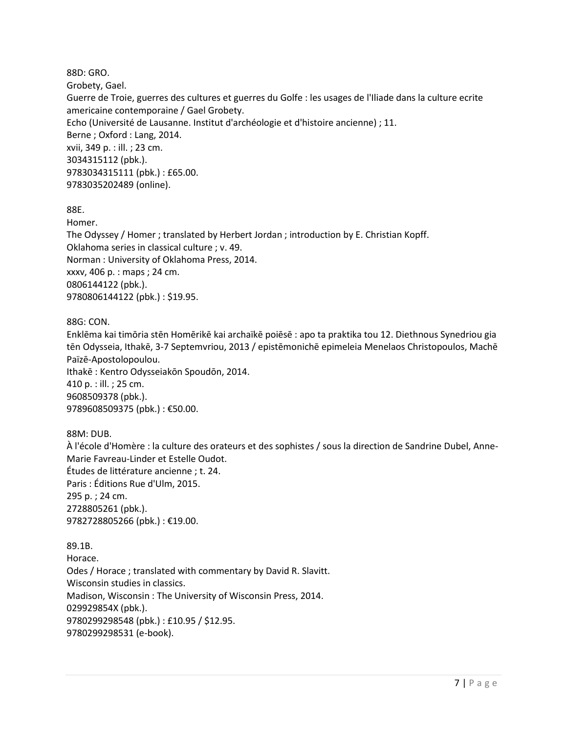88D: GRO.
Grobety, Gael.
Guerre de Troie, guerres des cultures et guerres du Golfe : les usages de l'Iliade dans la culture ecrite americaine contemporaine / Gael Grobety.
Echo (Université de Lausanne. Institut d'archéologie et d'histoire ancienne) ; 11.
Berne ; Oxford : Lang, 2014.
xvii, 349 p. : ill. ; 23 cm.
3034315112 (pbk.).
9783034315111 (pbk.) : £65.00.
9783035202489 (online).

88E.
Homer.
The Odyssey / Homer ; translated by Herbert Jordan ; introduction by E. Christian Kopff.
Oklahoma series in classical culture ; v. 49.
Norman : University of Oklahoma Press, 2014.
xxxv, 406 p. : maps ; 24 cm.
0806144122 (pbk.).
9780806144122 (pbk.) : $19.95.

88G: CON.
Enklēma kai timōria stēn Homērikē kai archaïkē poiēsē : apo ta praktika tou 12. Diethnous Synedriou gia tēn Odysseia, Ithakē, 3-7 Septemvriou, 2013 / epistēmonichē epimeleia Menelaos Christopoulos, Machē Païzē-Apostolopoulou.
Ithakē : Kentro Odysseiakōn Spoudōn, 2014.
410 p. : ill. ; 25 cm.
9608509378 (pbk.).
9789608509375 (pbk.) : €50.00.

88M: DUB.
À l'école d'Homère : la culture des orateurs et des sophistes / sous la direction de Sandrine Dubel, Anne-Marie Favreau-Linder et Estelle Oudot.
Études de littérature ancienne ; t. 24.
Paris : Éditions Rue d'Ulm, 2015.
295 p. ; 24 cm.
2728805261 (pbk.).
9782728805266 (pbk.) : €19.00.

89.1B.
Horace.
Odes / Horace ; translated with commentary by David R. Slavitt.
Wisconsin studies in classics.
Madison, Wisconsin : The University of Wisconsin Press, 2014.
029929854X (pbk.).
9780299298548 (pbk.) : £10.95 / $12.95.
9780299298531 (e-book).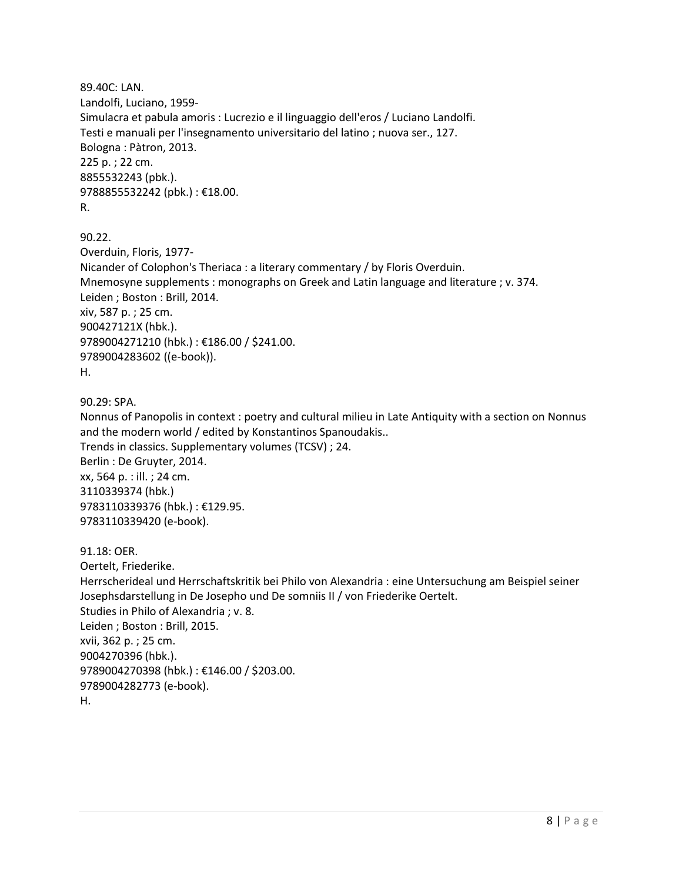89.40C: LAN.
Landolfi, Luciano, 1959-
Simulacra et pabula amoris : Lucrezio e il linguaggio dell'eros / Luciano Landolfi.
Testi e manuali per l'insegnamento universitario del latino ; nuova ser., 127.
Bologna : Pàtron, 2013.
225 p. ; 22 cm.
8855532243 (pbk.).
9788855532242 (pbk.) : €18.00.
R.

90.22.
Overduin, Floris, 1977-
Nicander of Colophon's Theriaca : a literary commentary / by Floris Overduin.
Mnemosyne supplements : monographs on Greek and Latin language and literature ; v. 374.
Leiden ; Boston : Brill, 2014.
xiv, 587 p. ; 25 cm.
900427121X (hbk.).
9789004271210 (hbk.) : €186.00 / $241.00.
9789004283602 ((e-book)).
H.

90.29: SPA.
Nonnus of Panopolis in context : poetry and cultural milieu in Late Antiquity with a section on Nonnus and the modern world / edited by Konstantinos Spanoudakis..
Trends in classics. Supplementary volumes (TCSV) ; 24.
Berlin : De Gruyter, 2014.
xx, 564 p. : ill. ; 24 cm.
3110339374 (hbk.)
9783110339376 (hbk.) : €129.95.
9783110339420 (e-book).

91.18: OER.
Oertelt, Friederike.
Herrscherideal und Herrschaftskritik bei Philo von Alexandria : eine Untersuchung am Beispiel seiner Josephsdarstellung in De Josepho und De somniis II / von Friederike Oertelt.
Studies in Philo of Alexandria ; v. 8.
Leiden ; Boston : Brill, 2015.
xvii, 362 p. ; 25 cm.
9004270396 (hbk.).
9789004270398 (hbk.) : €146.00 / $203.00.
9789004282773 (e-book).
H.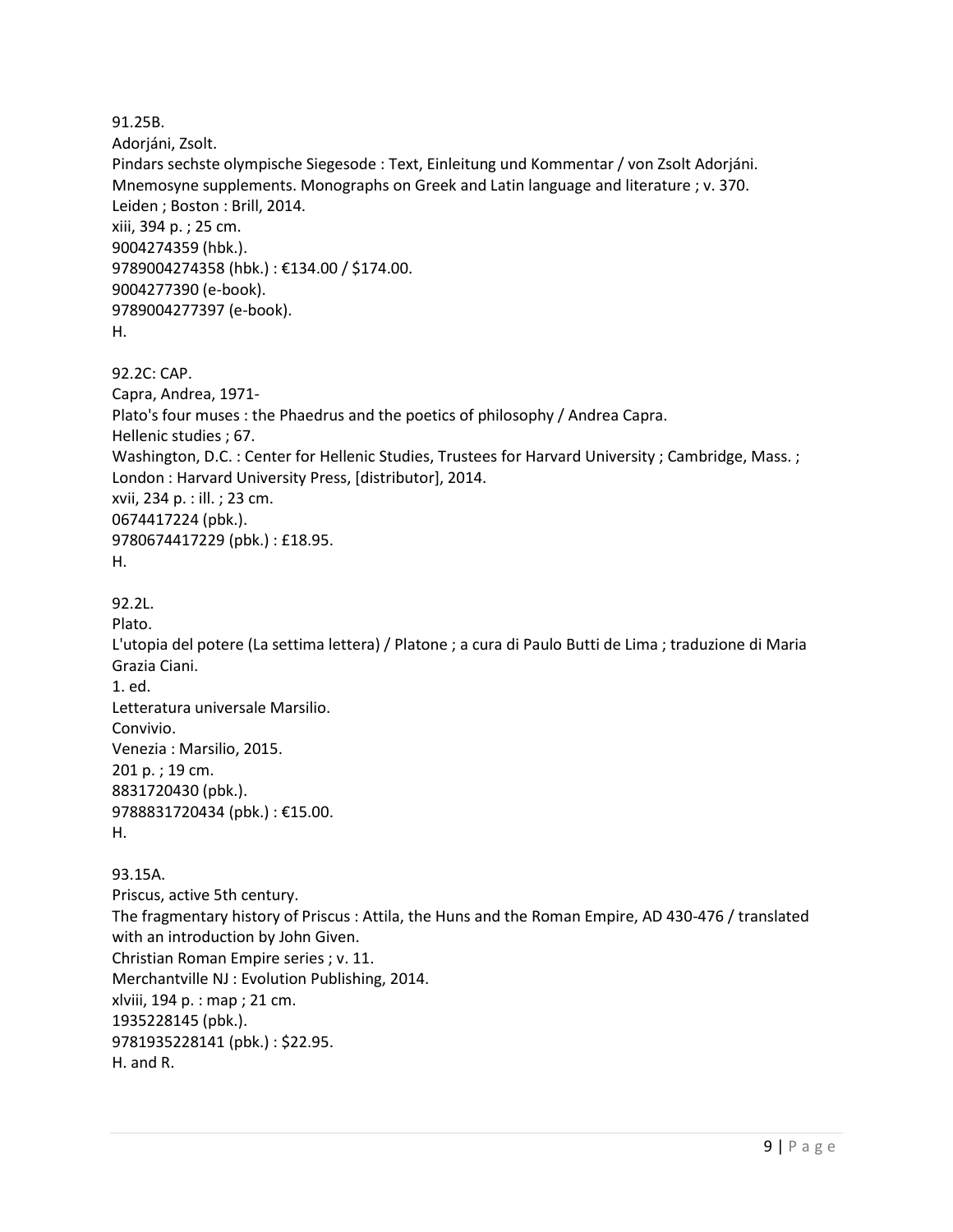91.25B.
Adorjáni, Zsolt.
Pindars sechste olympische Siegesode : Text, Einleitung und Kommentar / von Zsolt Adorjáni.
Mnemosyne supplements. Monographs on Greek and Latin language and literature ; v. 370.
Leiden ; Boston : Brill, 2014.
xiii, 394 p. ; 25 cm.
9004274359 (hbk.).
9789004274358 (hbk.) : €134.00 / $174.00.
9004277390 (e-book).
9789004277397 (e-book).
H.

92.2C: CAP.
Capra, Andrea, 1971-
Plato's four muses : the Phaedrus and the poetics of philosophy / Andrea Capra.
Hellenic studies ; 67.
Washington, D.C. : Center for Hellenic Studies, Trustees for Harvard University ; Cambridge, Mass. ; London : Harvard University Press, [distributor], 2014.
xvii, 234 p. : ill. ; 23 cm.
0674417224 (pbk.).
9780674417229 (pbk.) : £18.95.
H.

92.2L.
Plato.
L'utopia del potere (La settima lettera) / Platone ; a cura di Paulo Butti de Lima ; traduzione di Maria Grazia Ciani.
1. ed.
Letteratura universale Marsilio.
Convivio.
Venezia : Marsilio, 2015.
201 p. ; 19 cm.
8831720430 (pbk.).
9788831720434 (pbk.) : €15.00.
H.

93.15A.
Priscus, active 5th century.
The fragmentary history of Priscus : Attila, the Huns and the Roman Empire, AD 430-476 / translated with an introduction by John Given.
Christian Roman Empire series ; v. 11.
Merchantville NJ : Evolution Publishing, 2014.
xlviii, 194 p. : map ; 21 cm.
1935228145 (pbk.).
9781935228141 (pbk.) : $22.95.
H. and R.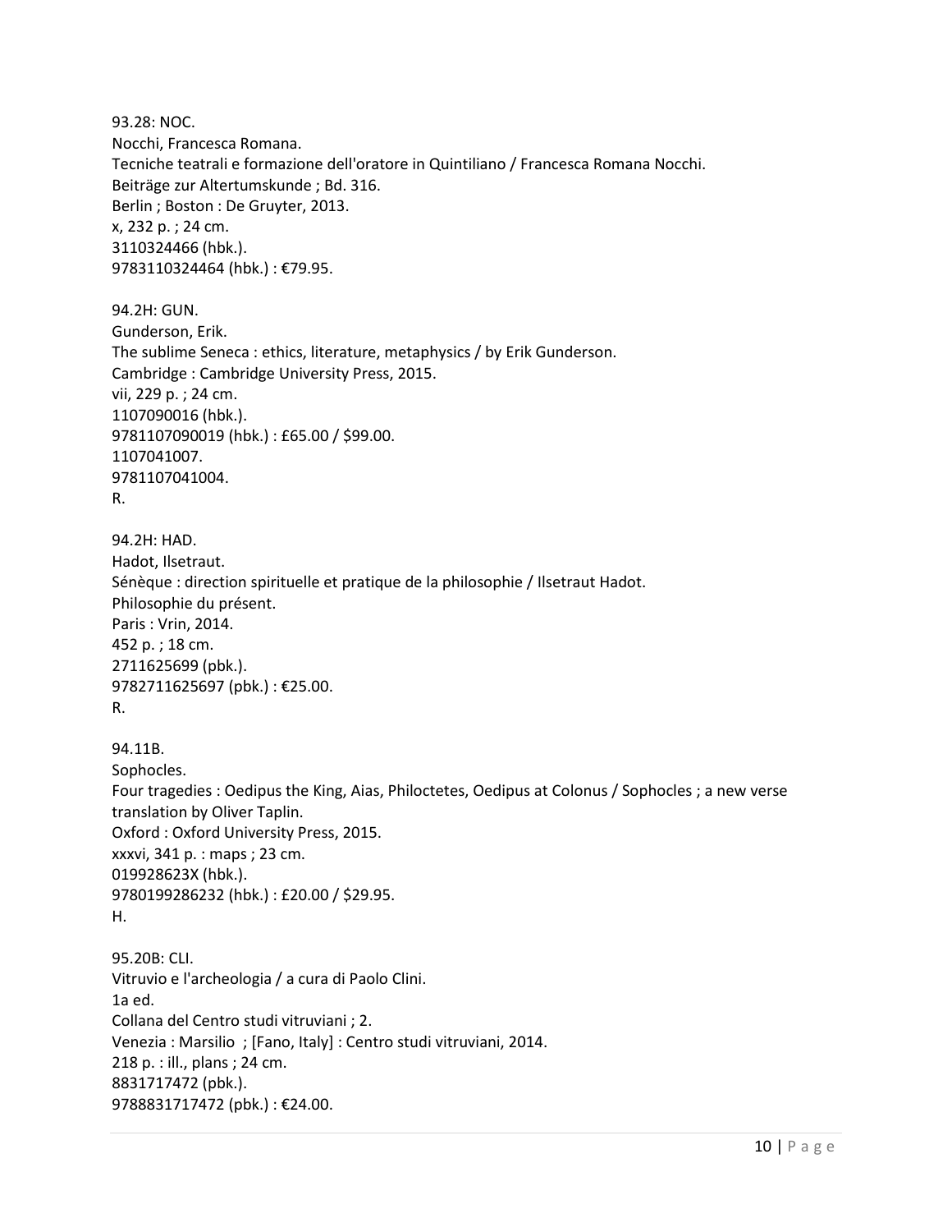93.28: NOC.
Nocchi, Francesca Romana.
Tecniche teatrali e formazione dell'oratore in Quintiliano / Francesca Romana Nocchi.
Beiträge zur Altertumskunde ; Bd. 316.
Berlin ; Boston : De Gruyter, 2013.
x, 232 p. ; 24 cm.
3110324466 (hbk.).
9783110324464 (hbk.) : €79.95.

94.2H: GUN.
Gunderson, Erik.
The sublime Seneca : ethics, literature, metaphysics / by Erik Gunderson.
Cambridge : Cambridge University Press, 2015.
vii, 229 p. ; 24 cm.
1107090016 (hbk.).
9781107090019 (hbk.) : £65.00 / $99.00.
1107041007.
9781107041004.
R.

94.2H: HAD.
Hadot, Ilsetraut.
Sénèque : direction spirituelle et pratique de la philosophie / Ilsetraut Hadot.
Philosophie du présent.
Paris : Vrin, 2014.
452 p. ; 18 cm.
2711625699 (pbk.).
9782711625697 (pbk.) : €25.00.
R.

94.11B.
Sophocles.
Four tragedies : Oedipus the King, Aias, Philoctetes, Oedipus at Colonus / Sophocles ; a new verse translation by Oliver Taplin.
Oxford : Oxford University Press, 2015.
xxxvi, 341 p. : maps ; 23 cm.
019928623X (hbk.).
9780199286232 (hbk.) : £20.00 / $29.95.
H.

95.20B: CLI.
Vitruvio e l'archeologia / a cura di Paolo Clini.
1a ed.
Collana del Centro studi vitruviani ; 2.
Venezia : Marsilio ; [Fano, Italy] : Centro studi vitruviani, 2014.
218 p. : ill., plans ; 24 cm.
8831717472 (pbk.).
9788831717472 (pbk.) : €24.00.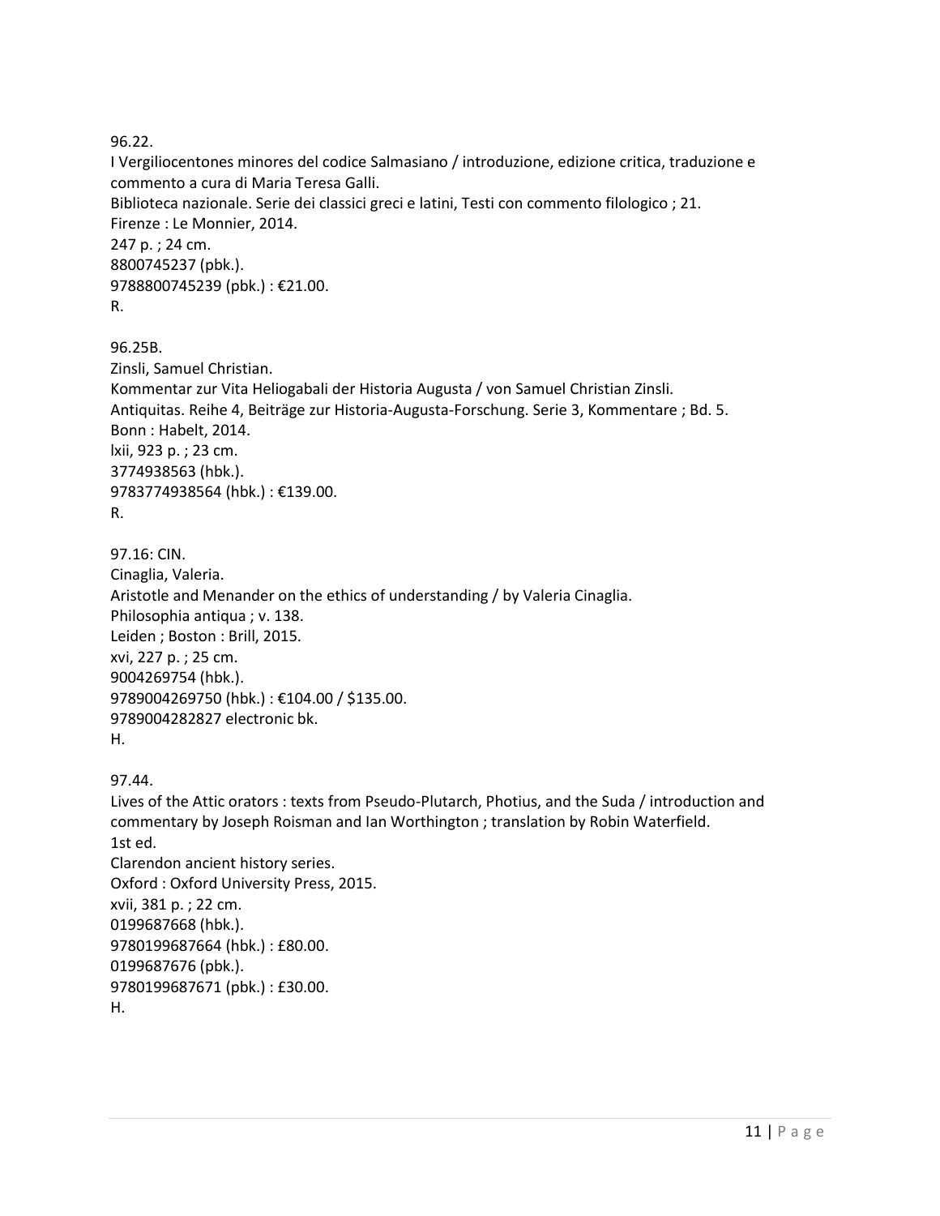96.22.
I Vergiliocentones minores del codice Salmasiano / introduzione, edizione critica, traduzione e commento a cura di Maria Teresa Galli.
Biblioteca nazionale. Serie dei classici greci e latini, Testi con commento filologico ; 21.
Firenze : Le Monnier, 2014.
247 p. ; 24 cm.
8800745237 (pbk.).
9788800745239 (pbk.) : €21.00.
R.

96.25B.
Zinsli, Samuel Christian.
Kommentar zur Vita Heliogabali der Historia Augusta / von Samuel Christian Zinsli.
Antiquitas. Reihe 4, Beiträge zur Historia-Augusta-Forschung. Serie 3, Kommentare ; Bd. 5.
Bonn : Habelt, 2014.
lxii, 923 p. ; 23 cm.
3774938563 (hbk.).
9783774938564 (hbk.) : €139.00.
R.

97.16: CIN.
Cinaglia, Valeria.
Aristotle and Menander on the ethics of understanding / by Valeria Cinaglia.
Philosophia antiqua ; v. 138.
Leiden ; Boston : Brill, 2015.
xvi, 227 p. ; 25 cm.
9004269754 (hbk.).
9789004269750 (hbk.) : €104.00 / $135.00.
9789004282827 electronic bk.
H.

97.44.
Lives of the Attic orators : texts from Pseudo-Plutarch, Photius, and the Suda / introduction and commentary by Joseph Roisman and Ian Worthington ; translation by Robin Waterfield.
1st ed.
Clarendon ancient history series.
Oxford : Oxford University Press, 2015.
xvii, 381 p. ; 22 cm.
0199687668 (hbk.).
9780199687664 (hbk.) : £80.00.
0199687676 (pbk.).
9780199687671 (pbk.) : £30.00.
H.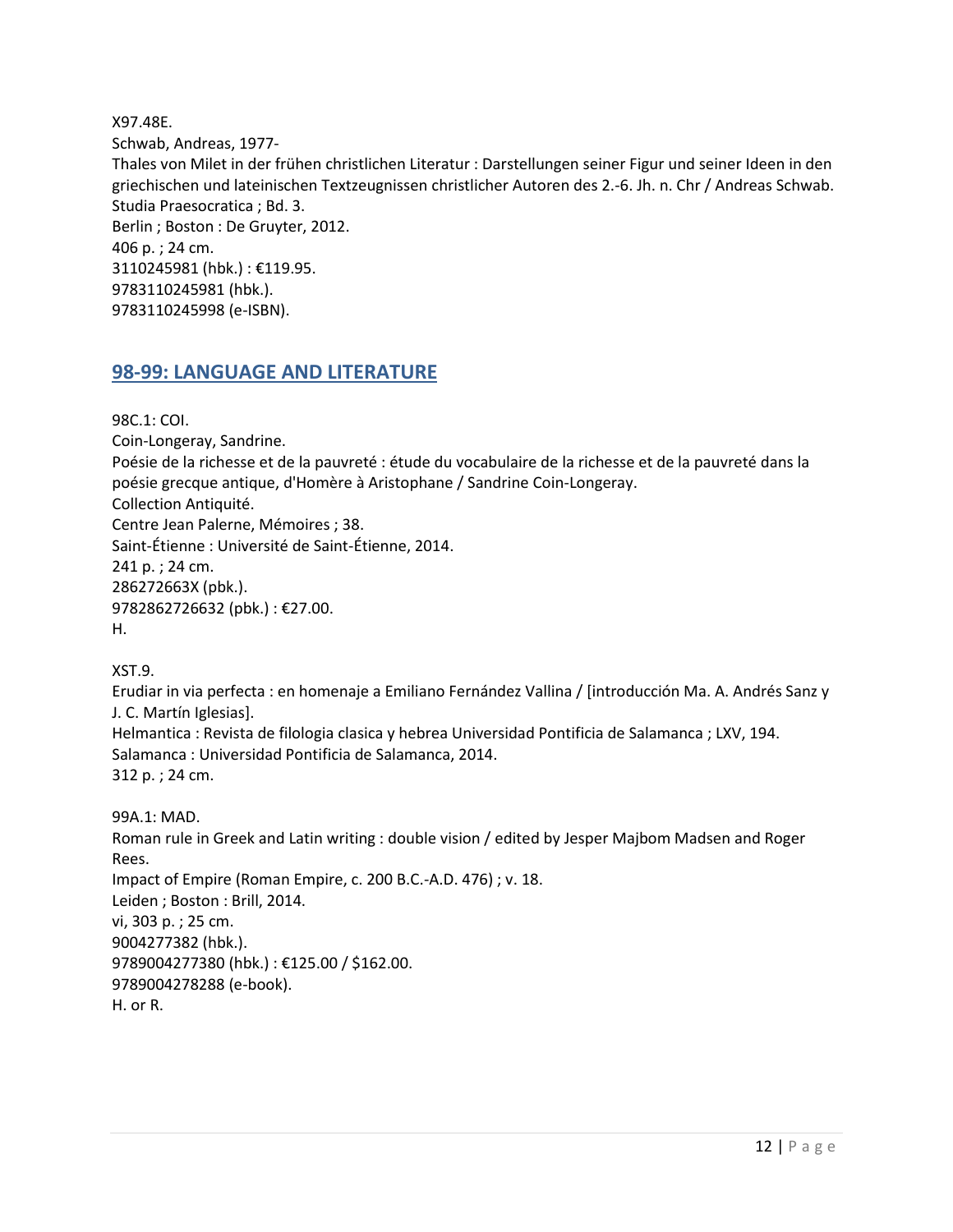X97.48E.
Schwab, Andreas, 1977-
Thales von Milet in der frühen christlichen Literatur : Darstellungen seiner Figur und seiner Ideen in den griechischen und lateinischen Textzeugnissen christlicher Autoren des 2.-6. Jh. n. Chr / Andreas Schwab.
Studia Praesocratica ; Bd. 3.
Berlin ; Boston : De Gruyter, 2012.
406 p. ; 24 cm.
3110245981 (hbk.) : €119.95.
9783110245981 (hbk.).
9783110245998 (e-ISBN).

## 98-99: LANGUAGE AND LITERATURE

98C.1: COI.
Coin-Longeray, Sandrine.
Poésie de la richesse et de la pauvreté : étude du vocabulaire de la richesse et de la pauvreté dans la poésie grecque antique, d'Homère à Aristophane / Sandrine Coin-Longeray.
Collection Antiquité.
Centre Jean Palerne, Mémoires ; 38.
Saint-Étienne : Université de Saint-Étienne, 2014.
241 p. ; 24 cm.
286272663X (pbk.).
9782862726632 (pbk.) : €27.00.
H.

XST.9.
Erudiar in via perfecta : en homenaje a Emiliano Fernández Vallina / [introducción Ma. A. Andrés Sanz y J. C. Martín Iglesias].
Helmantica : Revista de filologia clasica y hebrea Universidad Pontificia de Salamanca ; LXV, 194.
Salamanca : Universidad Pontificia de Salamanca, 2014.
312 p. ; 24 cm.

99A.1: MAD.
Roman rule in Greek and Latin writing : double vision / edited by Jesper Majbom Madsen and Roger Rees.
Impact of Empire (Roman Empire, c. 200 B.C.-A.D. 476) ; v. 18.
Leiden ; Boston : Brill, 2014.
vi, 303 p. ; 25 cm.
9004277382 (hbk.).
9789004277380 (hbk.) : €125.00 / $162.00.
9789004278288 (e-book).
H. or R.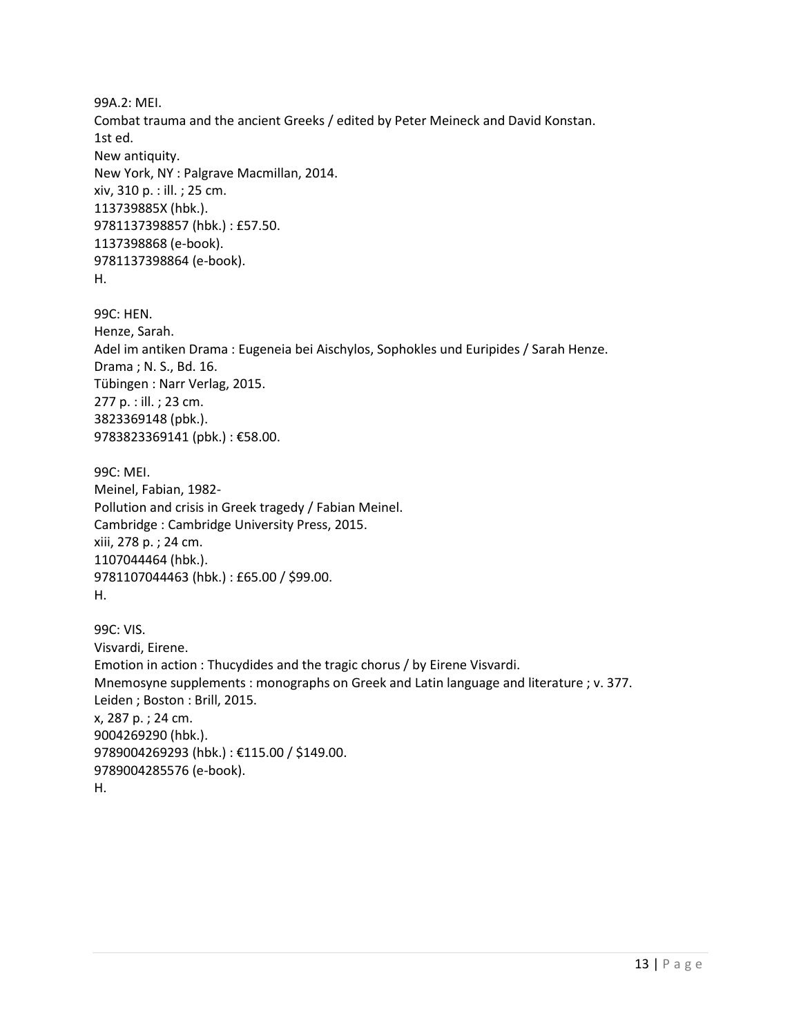99A.2: MEI.
Combat trauma and the ancient Greeks / edited by Peter Meineck and David Konstan.
1st ed.
New antiquity.
New York, NY : Palgrave Macmillan, 2014.
xiv, 310 p. : ill. ; 25 cm.
113739885X (hbk.).
9781137398857 (hbk.) : £57.50.
1137398868 (e-book).
9781137398864 (e-book).
H.

99C: HEN.
Henze, Sarah.
Adel im antiken Drama : Eugeneia bei Aischylos, Sophokles und Euripides / Sarah Henze.
Drama ; N. S., Bd. 16.
Tübingen : Narr Verlag, 2015.
277 p. : ill. ; 23 cm.
3823369148 (pbk.).
9783823369141 (pbk.) : €58.00.

99C: MEI.
Meinel, Fabian, 1982-
Pollution and crisis in Greek tragedy / Fabian Meinel.
Cambridge : Cambridge University Press, 2015.
xiii, 278 p. ; 24 cm.
1107044464 (hbk.).
9781107044463 (hbk.) : £65.00 / $99.00.
H.

99C: VIS.
Visvardi, Eirene.
Emotion in action : Thucydides and the tragic chorus / by Eirene Visvardi.
Mnemosyne supplements : monographs on Greek and Latin language and literature ; v. 377.
Leiden ; Boston : Brill, 2015.
x, 287 p. ; 24 cm.
9004269290 (hbk.).
9789004269293 (hbk.) : €115.00 / $149.00.
9789004285576 (e-book).
H.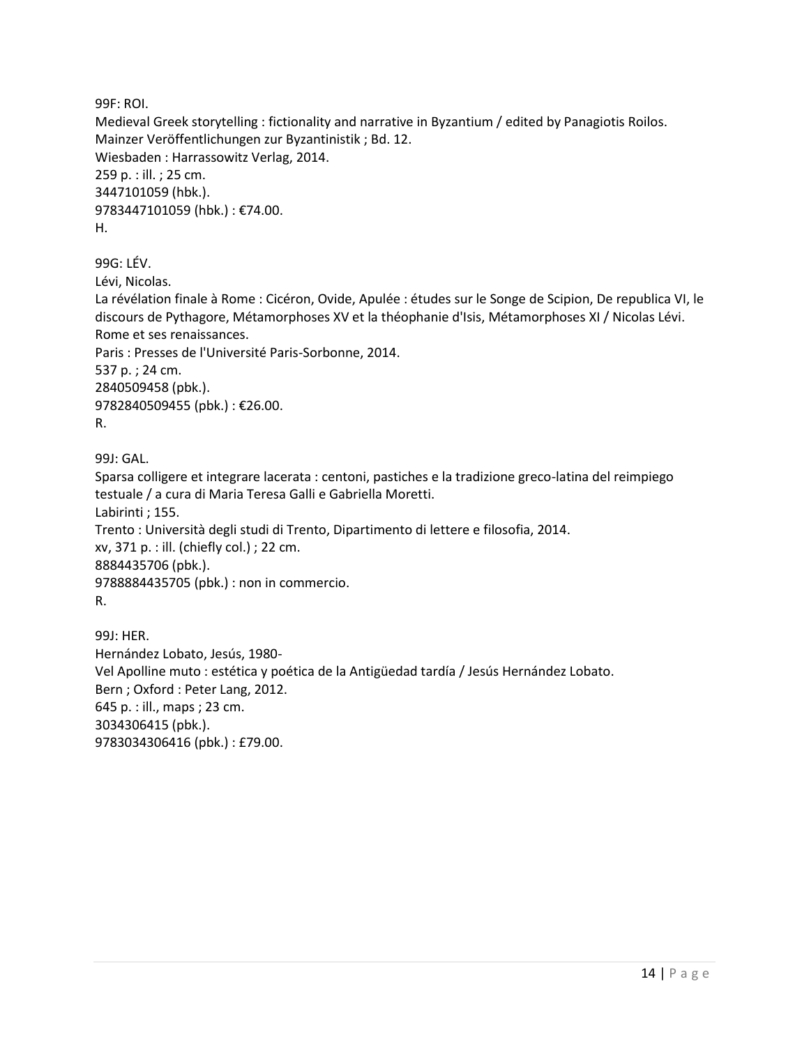99F: ROI.
Medieval Greek storytelling : fictionality and narrative in Byzantium / edited by Panagiotis Roilos.
Mainzer Veröffentlichungen zur Byzantinistik ; Bd. 12.
Wiesbaden : Harrassowitz Verlag, 2014.
259 p. : ill. ; 25 cm.
3447101059 (hbk.).
9783447101059 (hbk.) : €74.00.
H.

99G: LÉV.
Lévi, Nicolas.
La révélation finale à Rome : Cicéron, Ovide, Apulée : études sur le Songe de Scipion, De republica VI, le discours de Pythagore, Métamorphoses XV et la théophanie d'Isis, Métamorphoses XI / Nicolas Lévi.
Rome et ses renaissances.
Paris : Presses de l'Université Paris-Sorbonne, 2014.
537 p. ; 24 cm.
2840509458 (pbk.).
9782840509455 (pbk.) : €26.00.
R.

99J: GAL.
Sparsa colligere et integrare lacerata : centoni, pastiches e la tradizione greco-latina del reimpiego testuale / a cura di Maria Teresa Galli e Gabriella Moretti.
Labirinti ; 155.
Trento : Università degli studi di Trento, Dipartimento di lettere e filosofia, 2014.
xv, 371 p. : ill. (chiefly col.) ; 22 cm.
8884435706 (pbk.).
9788884435705 (pbk.) : non in commercio.
R.

99J: HER.
Hernández Lobato, Jesús, 1980-
Vel Apolline muto : estética y poética de la Antigüedad tardía / Jesús Hernández Lobato.
Bern ; Oxford : Peter Lang, 2012.
645 p. : ill., maps ; 23 cm.
3034306415 (pbk.).
9783034306416 (pbk.) : £79.00.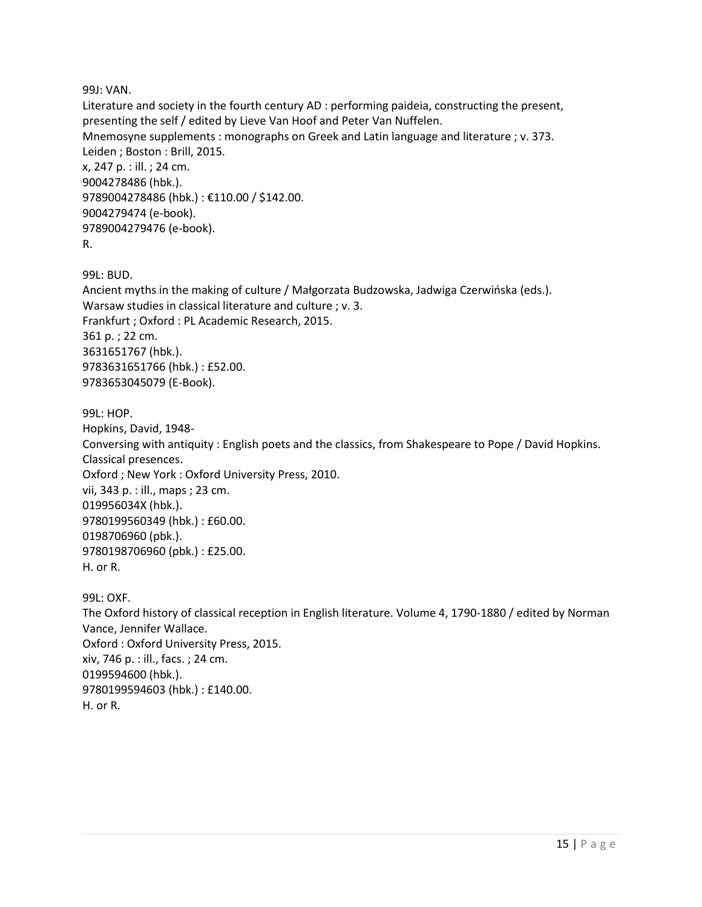99J: VAN.
Literature and society in the fourth century AD : performing paideia, constructing the present, presenting the self / edited by Lieve Van Hoof and Peter Van Nuffelen.
Mnemosyne supplements : monographs on Greek and Latin language and literature ; v. 373.
Leiden ; Boston : Brill, 2015.
x, 247 p. : ill. ; 24 cm.
9004278486 (hbk.).
9789004278486 (hbk.) : €110.00 / $142.00.
9004279474 (e-book).
9789004279476 (e-book).
R.

99L: BUD.
Ancient myths in the making of culture / Małgorzata Budzowska, Jadwiga Czerwińska (eds.).
Warsaw studies in classical literature and culture ; v. 3.
Frankfurt ; Oxford : PL Academic Research, 2015.
361 p. ; 22 cm.
3631651767 (hbk.).
9783631651766 (hbk.) : £52.00.
9783653045079 (E-Book).

99L: HOP.
Hopkins, David, 1948-
Conversing with antiquity : English poets and the classics, from Shakespeare to Pope / David Hopkins.
Classical presences.
Oxford ; New York : Oxford University Press, 2010.
vii, 343 p. : ill., maps ; 23 cm.
019956034X (hbk.).
9780199560349 (hbk.) : £60.00.
0198706960 (pbk.).
9780198706960 (pbk.) : £25.00.
H. or R.

99L: OXF.
The Oxford history of classical reception in English literature. Volume 4, 1790-1880 / edited by Norman Vance, Jennifer Wallace.
Oxford : Oxford University Press, 2015.
xiv, 746 p. : ill., facs. ; 24 cm.
0199594600 (hbk.).
9780199594603 (hbk.) : £140.00.
H. or R.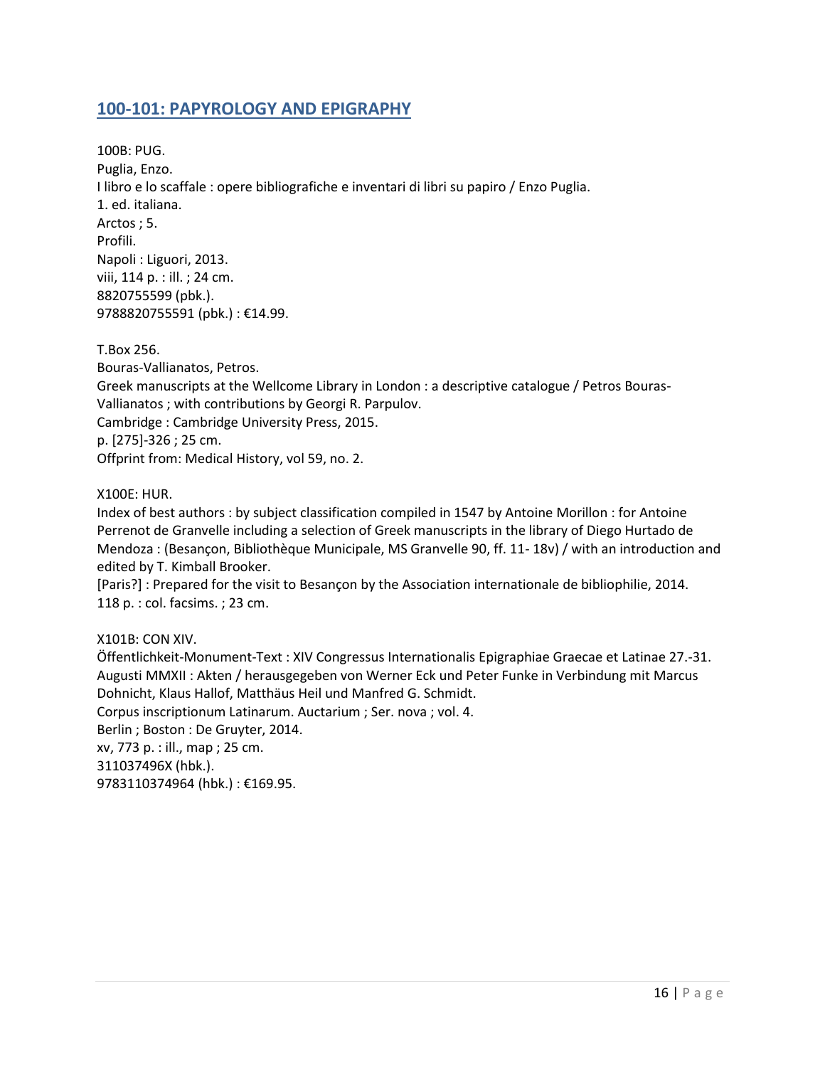## 100-101: PAPYROLOGY AND EPIGRAPHY

100B: PUG.
Puglia, Enzo.
I libro e lo scaffale : opere bibliografiche e inventari di libri su papiro / Enzo Puglia.
1. ed. italiana.
Arctos ; 5.
Profili.
Napoli : Liguori, 2013.
viii, 114 p. : ill. ; 24 cm.
8820755599 (pbk.).
9788820755591 (pbk.) : €14.99.

T.Box 256.
Bouras-Vallianatos, Petros.
Greek manuscripts at the Wellcome Library in London : a descriptive catalogue / Petros Bouras-Vallianatos ; with contributions by Georgi R. Parpulov.
Cambridge : Cambridge University Press, 2015.
p. [275]-326 ; 25 cm.
Offprint from: Medical History, vol 59, no. 2.

X100E: HUR.
Index of best authors : by subject classification compiled in 1547 by Antoine Morillon : for Antoine Perrenot de Granvelle including a selection of Greek manuscripts in the library of Diego Hurtado de Mendoza : (Besançon, Bibliothèque Municipale, MS Granvelle 90, ff. 11- 18v) / with an introduction and edited by T. Kimball Brooker.
[Paris?] : Prepared for the visit to Besançon by the Association internationale de bibliophilie, 2014.
118 p. : col. facsims. ; 23 cm.

X101B: CON XIV.
Öffentlichkeit-Monument-Text : XIV Congressus Internationalis Epigraphiae Graecae et Latinae 27.-31. Augusti MMXII : Akten / herausgegeben von Werner Eck und Peter Funke in Verbindung mit Marcus Dohnicht, Klaus Hallof, Matthäus Heil und Manfred G. Schmidt.
Corpus inscriptionum Latinarum. Auctarium ; Ser. nova ; vol. 4.
Berlin ; Boston : De Gruyter, 2014.
xv, 773 p. : ill., map ; 25 cm.
311037496X (hbk.).
9783110374964 (hbk.) : €169.95.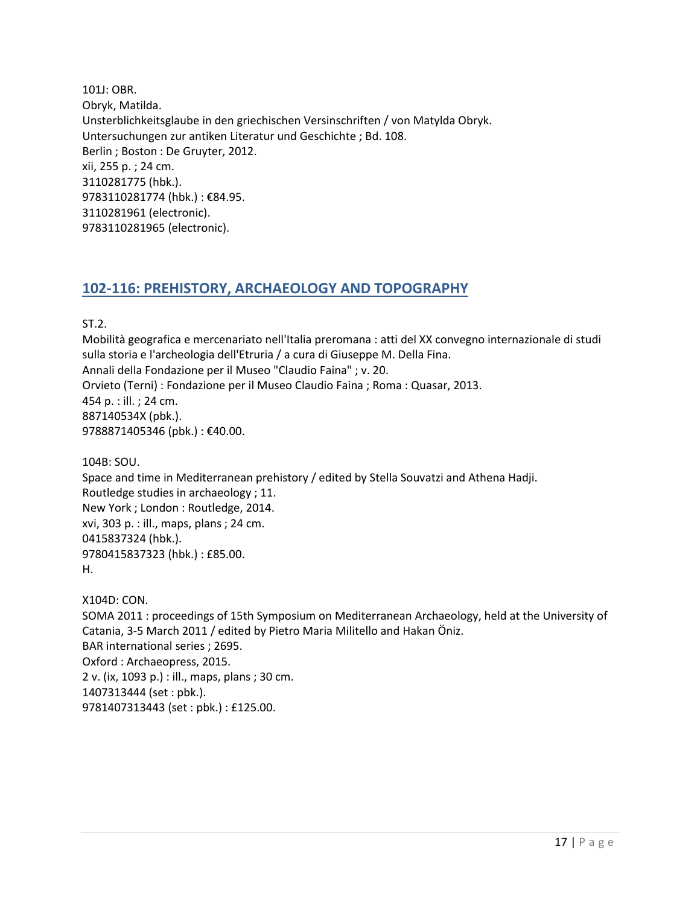101J: OBR.
Obryk, Matilda.
Unsterblichkeitsglaube in den griechischen Versinschriften / von Matylda Obryk.
Untersuchungen zur antiken Literatur und Geschichte ; Bd. 108.
Berlin ; Boston : De Gruyter, 2012.
xii, 255 p. ; 24 cm.
3110281775 (hbk.).
9783110281774 (hbk.) : €84.95.
3110281961 (electronic).
9783110281965 (electronic).

## 102-116: PREHISTORY, ARCHAEOLOGY AND TOPOGRAPHY

ST.2.
Mobilità geografica e mercenariato nell'Italia preromana : atti del XX convegno internazionale di studi sulla storia e l'archeologia dell'Etruria / a cura di Giuseppe M. Della Fina.
Annali della Fondazione per il Museo "Claudio Faina" ; v. 20.
Orvieto (Terni) : Fondazione per il Museo Claudio Faina ; Roma : Quasar, 2013.
454 p. : ill. ; 24 cm.
887140534X (pbk.).
9788871405346 (pbk.) : €40.00.

104B: SOU.
Space and time in Mediterranean prehistory / edited by Stella Souvatzi and Athena Hadji.
Routledge studies in archaeology ; 11.
New York ; London : Routledge, 2014.
xvi, 303 p. : ill., maps, plans ; 24 cm.
0415837324 (hbk.).
9780415837323 (hbk.) : £85.00.
H.

X104D: CON.
SOMA 2011 : proceedings of 15th Symposium on Mediterranean Archaeology, held at the University of Catania, 3-5 March 2011 / edited by Pietro Maria Militello and Hakan Öniz.
BAR international series ; 2695.
Oxford : Archaeopress, 2015.
2 v. (ix, 1093 p.) : ill., maps, plans ; 30 cm.
1407313444 (set : pbk.).
9781407313443 (set : pbk.) : £125.00.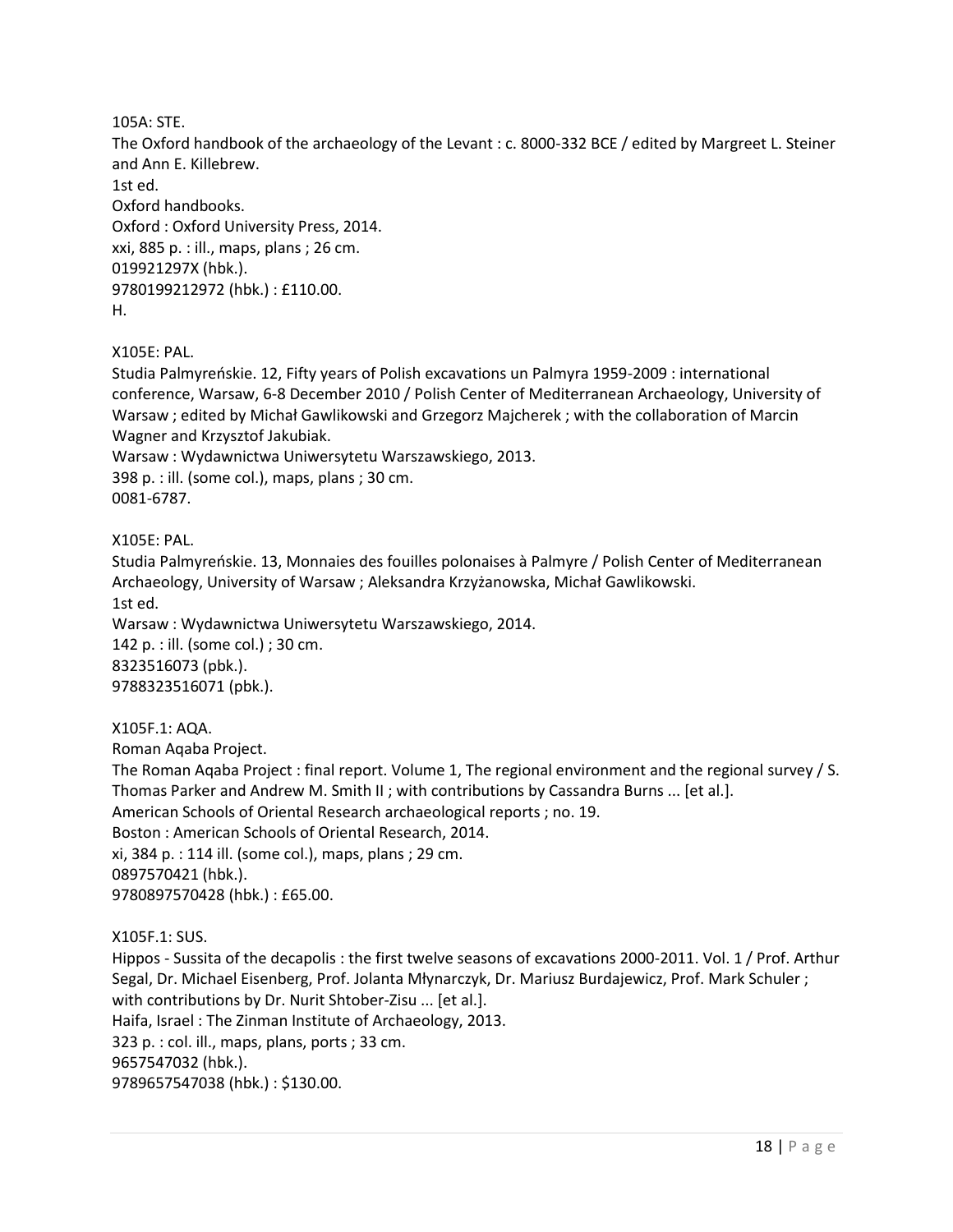105A: STE.  
The Oxford handbook of the archaeology of the Levant : c. 8000-332 BCE / edited by Margreet L. Steiner and Ann E. Killebrew.  
1st ed.  
Oxford handbooks.  
Oxford : Oxford University Press, 2014.  
xxi, 885 p. : ill., maps, plans ; 26 cm.  
019921297X (hbk.).  
9780199212972 (hbk.) : £110.00.  
H.

X105E: PAL.  
Studia Palmyreńskie. 12, Fifty years of Polish excavations un Palmyra 1959-2009 : international conference, Warsaw, 6-8 December 2010 / Polish Center of Mediterranean Archaeology, University of Warsaw ; edited by Michał Gawlikowski and Grzegorz Majcherek ; with the collaboration of Marcin Wagner and Krzysztof Jakubiak.  
Warsaw : Wydawnictwa Uniwersytetu Warszawskiego, 2013.  
398 p. : ill. (some col.), maps, plans ; 30 cm.  
0081-6787.

X105E: PAL.  
Studia Palmyreńskie. 13, Monnaies des fouilles polonaises à Palmyre / Polish Center of Mediterranean Archaeology, University of Warsaw ; Aleksandra Krzyżanowska, Michał Gawlikowski.  
1st ed.  
Warsaw : Wydawnictwa Uniwersytetu Warszawskiego, 2014.  
142 p. : ill. (some col.) ; 30 cm.  
8323516073 (pbk.).  
9788323516071 (pbk.).

X105F.1: AQA.  
Roman Aqaba Project.  
The Roman Aqaba Project : final report. Volume 1, The regional environment and the regional survey / S. Thomas Parker and Andrew M. Smith II ; with contributions by Cassandra Burns ... [et al.].  
American Schools of Oriental Research archaeological reports ; no. 19.  
Boston : American Schools of Oriental Research, 2014.  
xi, 384 p. : 114 ill. (some col.), maps, plans ; 29 cm.  
0897570421 (hbk.).  
9780897570428 (hbk.) : £65.00.

X105F.1: SUS.  
Hippos - Sussita of the decapolis : the first twelve seasons of excavations 2000-2011. Vol. 1 / Prof. Arthur Segal, Dr. Michael Eisenberg, Prof. Jolanta Młynarczyk, Dr. Mariusz Burdajewicz, Prof. Mark Schuler ; with contributions by Dr. Nurit Shtober-Zisu ... [et al.].  
Haifa, Israel : The Zinman Institute of Archaeology, 2013.  
323 p. : col. ill., maps, plans, ports ; 33 cm.  
9657547032 (hbk.).  
9789657547038 (hbk.) : $130.00.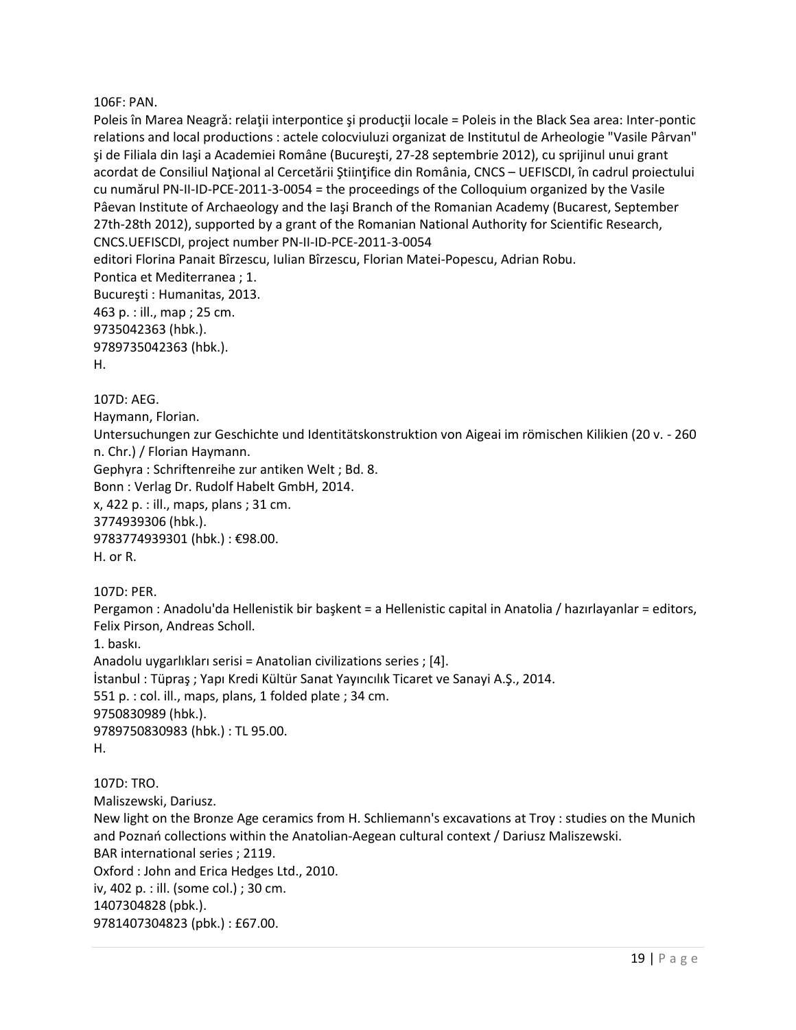106F: PAN.  
Poleis în Marea Neagră: relaţii interpontice şi producţii locale = Poleis in the Black Sea area: Inter-pontic relations and local productions : actele colocviuluzi organizat de Institutul de Arheologie "Vasile Pârvan" şi de Filiala din Iaşi a Academiei Române (Bucureşti, 27-28 septembrie 2012), cu sprijinul unui grant acordat de Consiliul Naţional al Cercetării Ştiinţifice din România, CNCS – UEFISCDI, în cadrul proiectului cu numărul PN-II-ID-PCE-2011-3-0054 = the proceedings of the Colloquium organized by the Vasile Pâevan Institute of Archaeology and the Iaşi Branch of the Romanian Academy (Bucarest, September 27th-28th 2012), supported by a grant of the Romanian National Authority for Scientific Research, CNCS.UEFISCDI, project number PN-II-ID-PCE-2011-3-0054  
editori Florina Panait Bîrzescu, Iulian Bîrzescu, Florian Matei-Popescu, Adrian Robu.  
Pontica et Mediterranea ; 1.  
Bucureşti : Humanitas, 2013.  
463 p. : ill., map ; 25 cm.  
9735042363 (hbk.).  
9789735042363 (hbk.).  
H.

107D: AEG.  
Haymann, Florian.  
Untersuchungen zur Geschichte und Identitätskonstruktion von Aigeai im römischen Kilikien (20 v. - 260 n. Chr.) / Florian Haymann.  
Gephyra : Schriftenreihe zur antiken Welt ; Bd. 8.  
Bonn : Verlag Dr. Rudolf Habelt GmbH, 2014.  
x, 422 p. : ill., maps, plans ; 31 cm.  
3774939306 (hbk.).  
9783774939301 (hbk.) : €98.00.  
H. or R.

107D: PER.  
Pergamon : Anadolu'da Hellenistik bir başkent = a Hellenistic capital in Anatolia / hazırlayanlar = editors, Felix Pirson, Andreas Scholl.  
1. baskı.  
Anadolu uygarlıkları serisi = Anatolian civilizations series ; [4].  
İstanbul : Tüpraş ; Yapı Kredi Kültür Sanat Yayıncılık Ticaret ve Sanayi A.Ş., 2014.  
551 p. : col. ill., maps, plans, 1 folded plate ; 34 cm.  
9750830989 (hbk.).  
9789750830983 (hbk.) : TL 95.00.  
H.

107D: TRO.  
Maliszewski, Dariusz.  
New light on the Bronze Age ceramics from H. Schliemann's excavations at Troy : studies on the Munich and Poznań collections within the Anatolian-Aegean cultural context / Dariusz Maliszewski.  
BAR international series ; 2119.  
Oxford : John and Erica Hedges Ltd., 2010.  
iv, 402 p. : ill. (some col.) ; 30 cm.  
1407304828 (pbk.).  
9781407304823 (pbk.) : £67.00.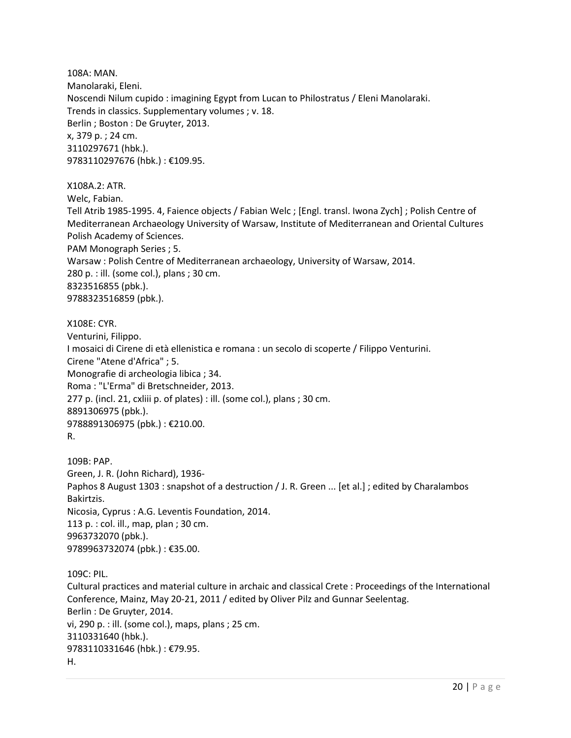108A: MAN.
Manolaraki, Eleni.
Noscendi Nilum cupido : imagining Egypt from Lucan to Philostratus / Eleni Manolaraki.
Trends in classics. Supplementary volumes ; v. 18.
Berlin ; Boston : De Gruyter, 2013.
x, 379 p. ; 24 cm.
3110297671 (hbk.).
9783110297676 (hbk.) : €109.95.

X108A.2: ATR.
Welc, Fabian.
Tell Atrib 1985-1995. 4, Faience objects / Fabian Welc ; [Engl. transl. Iwona Zych] ; Polish Centre of Mediterranean Archaeology University of Warsaw, Institute of Mediterranean and Oriental Cultures Polish Academy of Sciences.
PAM Monograph Series ; 5.
Warsaw : Polish Centre of Mediterranean archaeology, University of Warsaw, 2014.
280 p. : ill. (some col.), plans ; 30 cm.
8323516855 (pbk.).
9788323516859 (pbk.).

X108E: CYR.
Venturini, Filippo.
I mosaici di Cirene di età ellenistica e romana : un secolo di scoperte / Filippo Venturini.
Cirene "Atene d'Africa" ; 5.
Monografie di archeologia libica ; 34.
Roma : "L'Erma" di Bretschneider, 2013.
277 p. (incl. 21, cxliii p. of plates) : ill. (some col.), plans ; 30 cm.
8891306975 (pbk.).
9788891306975 (pbk.) : €210.00.
R.

109B: PAP.
Green, J. R. (John Richard), 1936-
Paphos 8 August 1303 : snapshot of a destruction / J. R. Green ... [et al.] ; edited by Charalambos Bakirtzis.
Nicosia, Cyprus : A.G. Leventis Foundation, 2014.
113 p. : col. ill., map, plan ; 30 cm.
9963732070 (pbk.).
9789963732074 (pbk.) : €35.00.

109C: PIL.
Cultural practices and material culture in archaic and classical Crete : Proceedings of the International Conference, Mainz, May 20-21, 2011 / edited by Oliver Pilz and Gunnar Seelentag.
Berlin : De Gruyter, 2014.
vi, 290 p. : ill. (some col.), maps, plans ; 25 cm.
3110331640 (hbk.).
9783110331646 (hbk.) : €79.95.
H.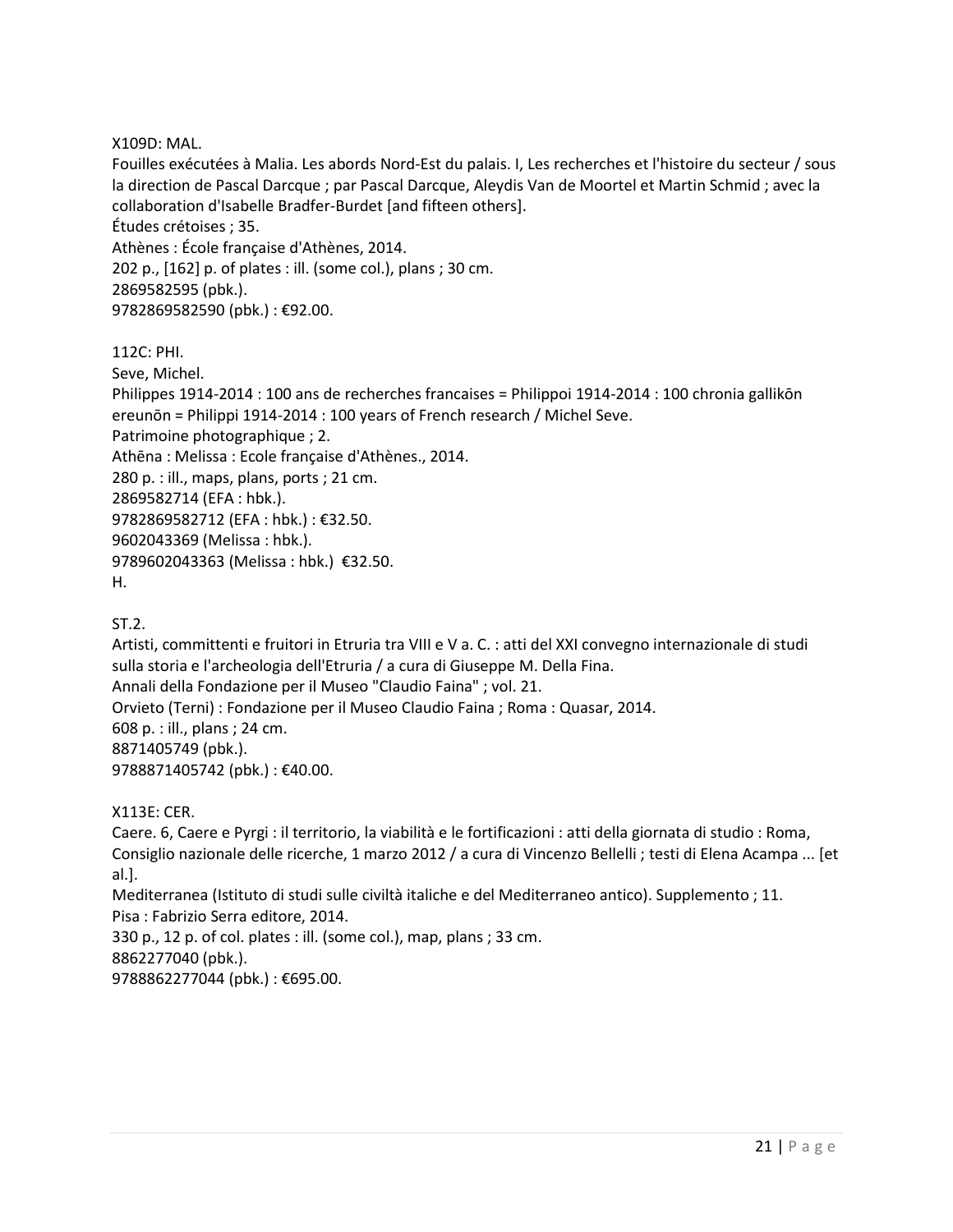X109D: MAL.
Fouilles exécutées à Malia. Les abords Nord-Est du palais. I, Les recherches et l'histoire du secteur / sous la direction de Pascal Darcque ; par Pascal Darcque, Aleydis Van de Moortel et Martin Schmid ; avec la collaboration d'Isabelle Bradfer-Burdet [and fifteen others].
Études crétoises ; 35.
Athènes : École française d'Athènes, 2014.
202 p., [162] p. of plates : ill. (some col.), plans ; 30 cm.
2869582595 (pbk.).
9782869582590 (pbk.) : €92.00.

112C: PHI.
Seve, Michel.
Philippes 1914-2014 : 100 ans de recherches francaises = Philippoi 1914-2014 : 100 chronia gallikōn ereunōn = Philippi 1914-2014 : 100 years of French research / Michel Seve.
Patrimoine photographique ; 2.
Athēna : Melissa : Ecole française d'Athènes., 2014.
280 p. : ill., maps, plans, ports ; 21 cm.
2869582714 (EFA : hbk.).
9782869582712 (EFA : hbk.) : €32.50.
9602043369 (Melissa : hbk.).
9789602043363 (Melissa : hbk.)  €32.50.
H.

ST.2.
Artisti, committenti e fruitori in Etruria tra VIII e V a. C. : atti del XXI convegno internazionale di studi sulla storia e l'archeologia dell'Etruria / a cura di Giuseppe M. Della Fina.
Annali della Fondazione per il Museo "Claudio Faina" ; vol. 21.
Orvieto (Terni) : Fondazione per il Museo Claudio Faina ; Roma : Quasar, 2014.
608 p. : ill., plans ; 24 cm.
8871405749 (pbk.).
9788871405742 (pbk.) : €40.00.

X113E: CER.
Caere. 6, Caere e Pyrgi : il territorio, la viabilità e le fortificazioni : atti della giornata di studio : Roma, Consiglio nazionale delle ricerche, 1 marzo 2012 / a cura di Vincenzo Bellelli ; testi di Elena Acampa ... [et al.].
Mediterranea (Istituto di studi sulle civiltà italiche e del Mediterraneo antico). Supplemento ; 11.
Pisa : Fabrizio Serra editore, 2014.
330 p., 12 p. of col. plates : ill. (some col.), map, plans ; 33 cm.
8862277040 (pbk.).
9788862277044 (pbk.) : €695.00.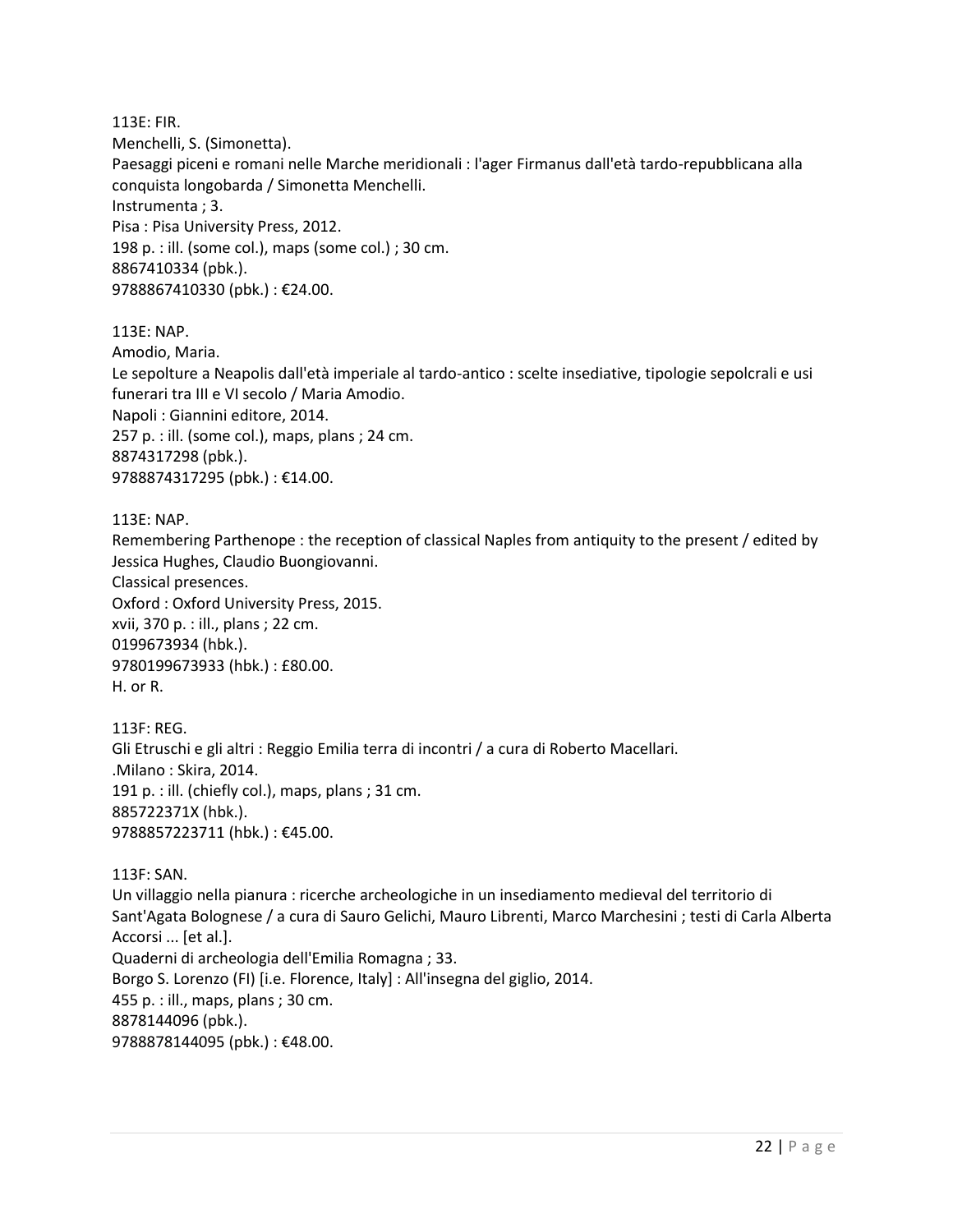113E: FIR.
Menchelli, S. (Simonetta).
Paesaggi piceni e romani nelle Marche meridionali : l'ager Firmanus dall'età tardo-repubblicana alla conquista longobarda / Simonetta Menchelli.
Instrumenta ; 3.
Pisa : Pisa University Press, 2012.
198 p. : ill. (some col.), maps (some col.) ; 30 cm.
8867410334 (pbk.).
9788867410330 (pbk.) : €24.00.

113E: NAP.
Amodio, Maria.
Le sepolture a Neapolis dall'età imperiale al tardo-antico : scelte insediative, tipologie sepolcrali e usi funerari tra III e VI secolo / Maria Amodio.
Napoli : Giannini editore, 2014.
257 p. : ill. (some col.), maps, plans ; 24 cm.
8874317298 (pbk.).
9788874317295 (pbk.) : €14.00.

113E: NAP.
Remembering Parthenope : the reception of classical Naples from antiquity to the present / edited by Jessica Hughes, Claudio Buongiovanni.
Classical presences.
Oxford : Oxford University Press, 2015.
xvii, 370 p. : ill., plans ; 22 cm.
0199673934 (hbk.).
9780199673933 (hbk.) : £80.00.
H. or R.

113F: REG.
Gli Etruschi e gli altri : Reggio Emilia terra di incontri / a cura di Roberto Macellari.
.Milano : Skira, 2014.
191 p. : ill. (chiefly col.), maps, plans ; 31 cm.
885722371X (hbk.).
9788857223711 (hbk.) : €45.00.

113F: SAN.
Un villaggio nella pianura : ricerche archeologiche in un insediamento medieval del territorio di Sant'Agata Bolognese / a cura di Sauro Gelichi, Mauro Librenti, Marco Marchesini ; testi di Carla Alberta Accorsi ... [et al.].
Quaderni di archeologia dell'Emilia Romagna ; 33.
Borgo S. Lorenzo (FI) [i.e. Florence, Italy] : All'insegna del giglio, 2014.
455 p. : ill., maps, plans ; 30 cm.
8878144096 (pbk.).
9788878144095 (pbk.) : €48.00.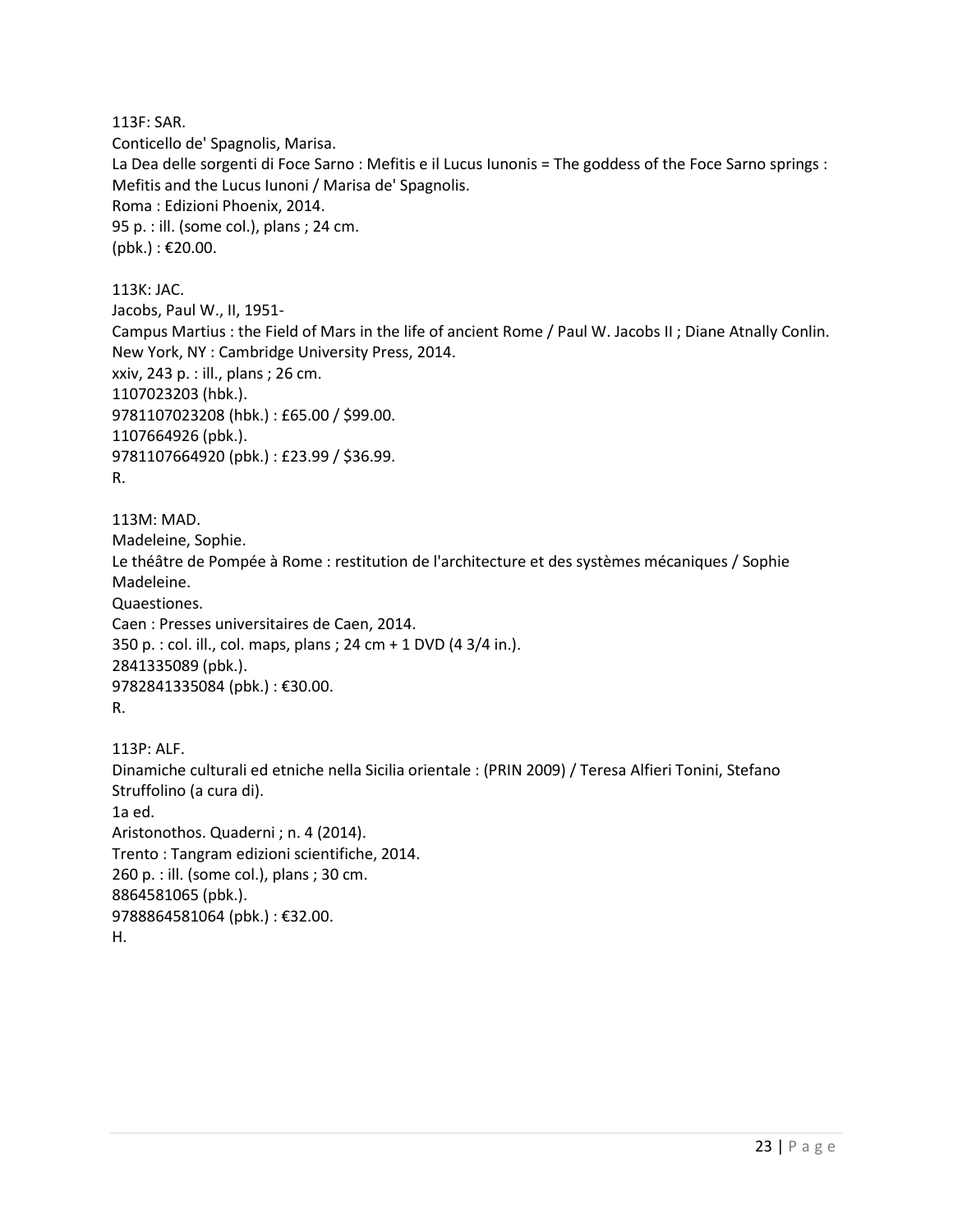113F: SAR.
Conticello de' Spagnolis, Marisa.
La Dea delle sorgenti di Foce Sarno : Mefitis e il Lucus Iunonis = The goddess of the Foce Sarno springs : Mefitis and the Lucus Iunoni / Marisa de' Spagnolis.
Roma : Edizioni Phoenix, 2014.
95 p. : ill. (some col.), plans ; 24 cm.
(pbk.) : €20.00.

113K: JAC.
Jacobs, Paul W., II, 1951-
Campus Martius : the Field of Mars in the life of ancient Rome / Paul W. Jacobs II ; Diane Atnally Conlin.
New York, NY : Cambridge University Press, 2014.
xxiv, 243 p. : ill., plans ; 26 cm.
1107023203 (hbk.).
9781107023208 (hbk.) : £65.00 / $99.00.
1107664926 (pbk.).
9781107664920 (pbk.) : £23.99 / $36.99.
R.

113M: MAD.
Madeleine, Sophie.
Le théâtre de Pompée à Rome : restitution de l'architecture et des systèmes mécaniques / Sophie Madeleine.
Quaestiones.
Caen : Presses universitaires de Caen, 2014.
350 p. : col. ill., col. maps, plans ; 24 cm + 1 DVD (4 3/4 in.).
2841335089 (pbk.).
9782841335084 (pbk.) : €30.00.
R.

113P: ALF.
Dinamiche culturali ed etniche nella Sicilia orientale : (PRIN 2009) / Teresa Alfieri Tonini, Stefano Struffolino (a cura di).
1a ed.
Aristonothos. Quaderni ; n. 4 (2014).
Trento : Tangram edizioni scientifiche, 2014.
260 p. : ill. (some col.), plans ; 30 cm.
8864581065 (pbk.).
9788864581064 (pbk.) : €32.00.
H.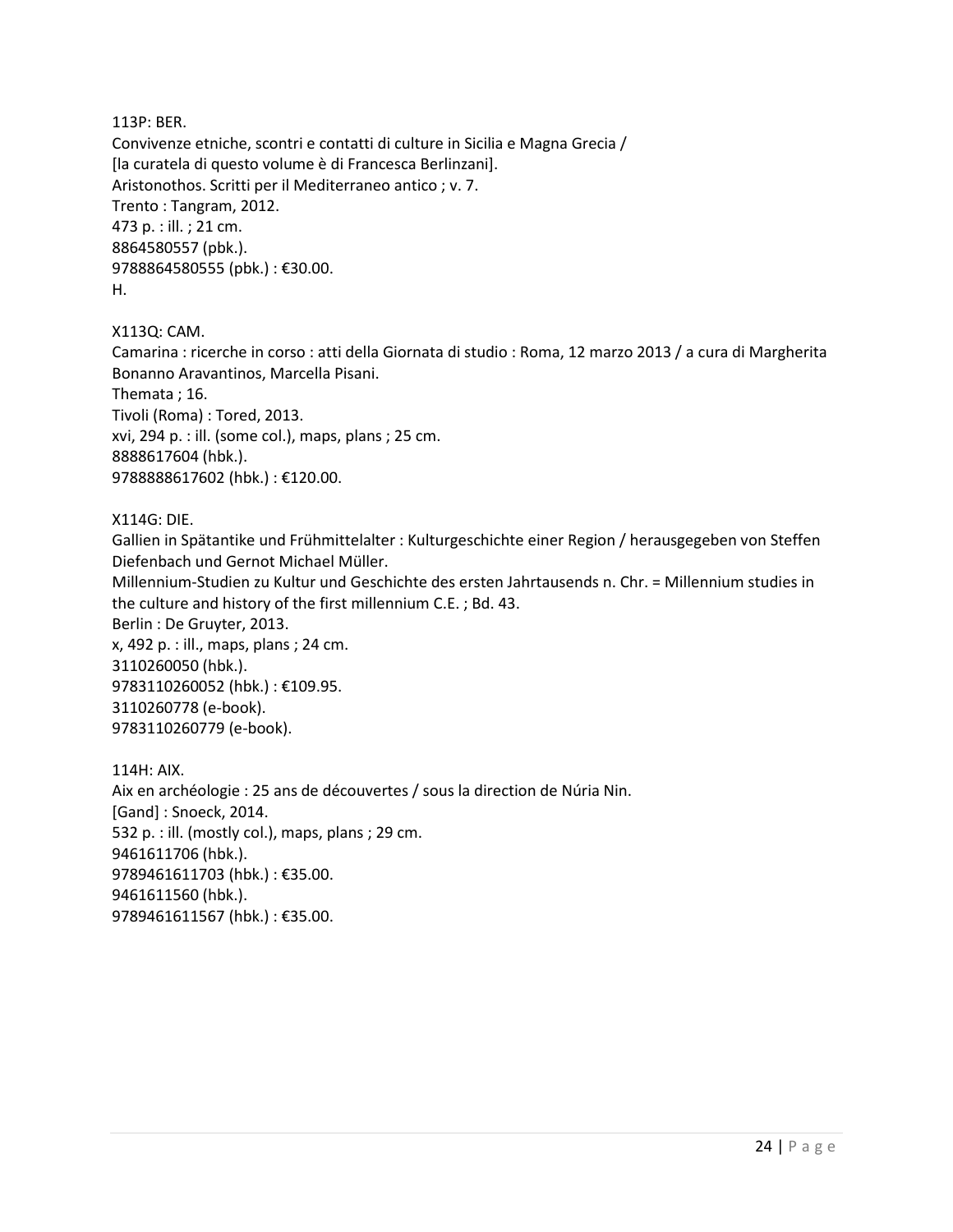113P: BER.
Convivenze etniche, scontri e contatti di culture in Sicilia e Magna Grecia /
[la curatela di questo volume è di Francesca Berlinzani].
Aristonothos. Scritti per il Mediterraneo antico ; v. 7.
Trento : Tangram, 2012.
473 p. : ill. ; 21 cm.
8864580557 (pbk.).
9788864580555 (pbk.) : €30.00.
H.

X113Q: CAM.
Camarina : ricerche in corso : atti della Giornata di studio : Roma, 12 marzo 2013 / a cura di Margherita Bonanno Aravantinos, Marcella Pisani.
Themata ; 16.
Tivoli (Roma) : Tored, 2013.
xvi, 294 p. : ill. (some col.), maps, plans ; 25 cm.
8888617604 (hbk.).
9788888617602 (hbk.) : €120.00.

X114G: DIE.
Gallien in Spätantike und Frühmittelalter : Kulturgeschichte einer Region / herausgegeben von Steffen Diefenbach und Gernot Michael Müller.
Millennium-Studien zu Kultur und Geschichte des ersten Jahrtausends n. Chr. = Millennium studies in the culture and history of the first millennium C.E. ; Bd. 43.
Berlin : De Gruyter, 2013.
x, 492 p. : ill., maps, plans ; 24 cm.
3110260050 (hbk.).
9783110260052 (hbk.) : €109.95.
3110260778 (e-book).
9783110260779 (e-book).

114H: AIX.
Aix en archéologie : 25 ans de découvertes / sous la direction de Núria Nin.
[Gand] : Snoeck, 2014.
532 p. : ill. (mostly col.), maps, plans ; 29 cm.
9461611706 (hbk.).
9789461611703 (hbk.) : €35.00.
9461611560 (hbk.).
9789461611567 (hbk.) : €35.00.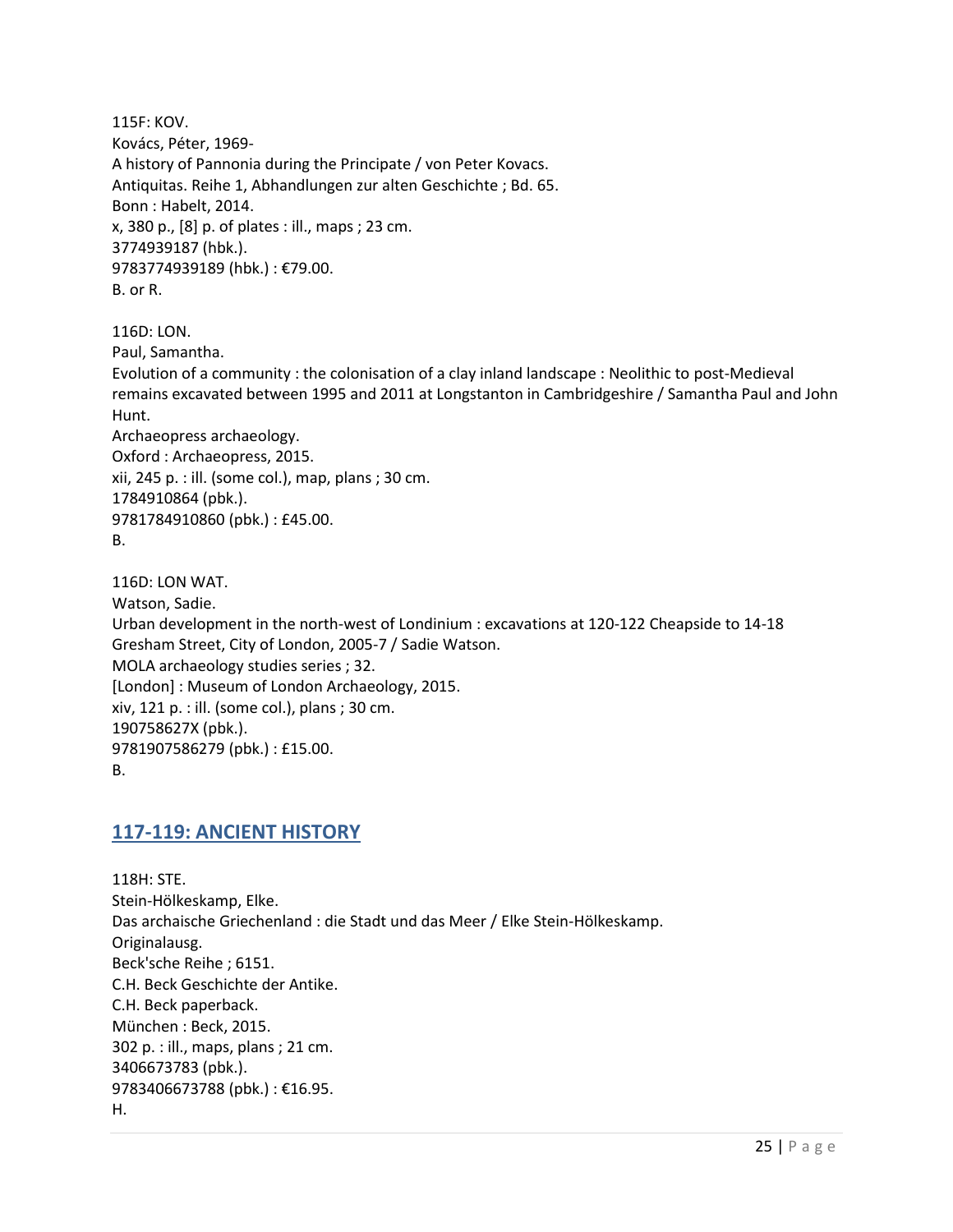115F: KOV.
Kovács, Péter, 1969-
A history of Pannonia during the Principate / von Peter Kovacs.
Antiquitas. Reihe 1, Abhandlungen zur alten Geschichte ; Bd. 65.
Bonn : Habelt, 2014.
x, 380 p., [8] p. of plates : ill., maps ; 23 cm.
3774939187 (hbk.).
9783774939189 (hbk.) : €79.00.
B. or R.

116D: LON.
Paul, Samantha.
Evolution of a community : the colonisation of a clay inland landscape : Neolithic to post-Medieval remains excavated between 1995 and 2011 at Longstanton in Cambridgeshire / Samantha Paul and John Hunt.
Archaeopress archaeology.
Oxford : Archaeopress, 2015.
xii, 245 p. : ill. (some col.), map, plans ; 30 cm.
1784910864 (pbk.).
9781784910860 (pbk.) : £45.00.
B.

116D: LON WAT.
Watson, Sadie.
Urban development in the north-west of Londinium : excavations at 120-122 Cheapside to 14-18 Gresham Street, City of London, 2005-7 / Sadie Watson.
MOLA archaeology studies series ; 32.
[London] : Museum of London Archaeology, 2015.
xiv, 121 p. : ill. (some col.), plans ; 30 cm.
190758627X (pbk.).
9781907586279 (pbk.) : £15.00.
B.

## 117-119: ANCIENT HISTORY

118H: STE.
Stein-Hölkeskamp, Elke.
Das archaische Griechenland : die Stadt und das Meer / Elke Stein-Hölkeskamp.
Originalausg.
Beck'sche Reihe ; 6151.
C.H. Beck Geschichte der Antike.
C.H. Beck paperback.
München : Beck, 2015.
302 p. : ill., maps, plans ; 21 cm.
3406673783 (pbk.).
9783406673788 (pbk.) : €16.95.
H.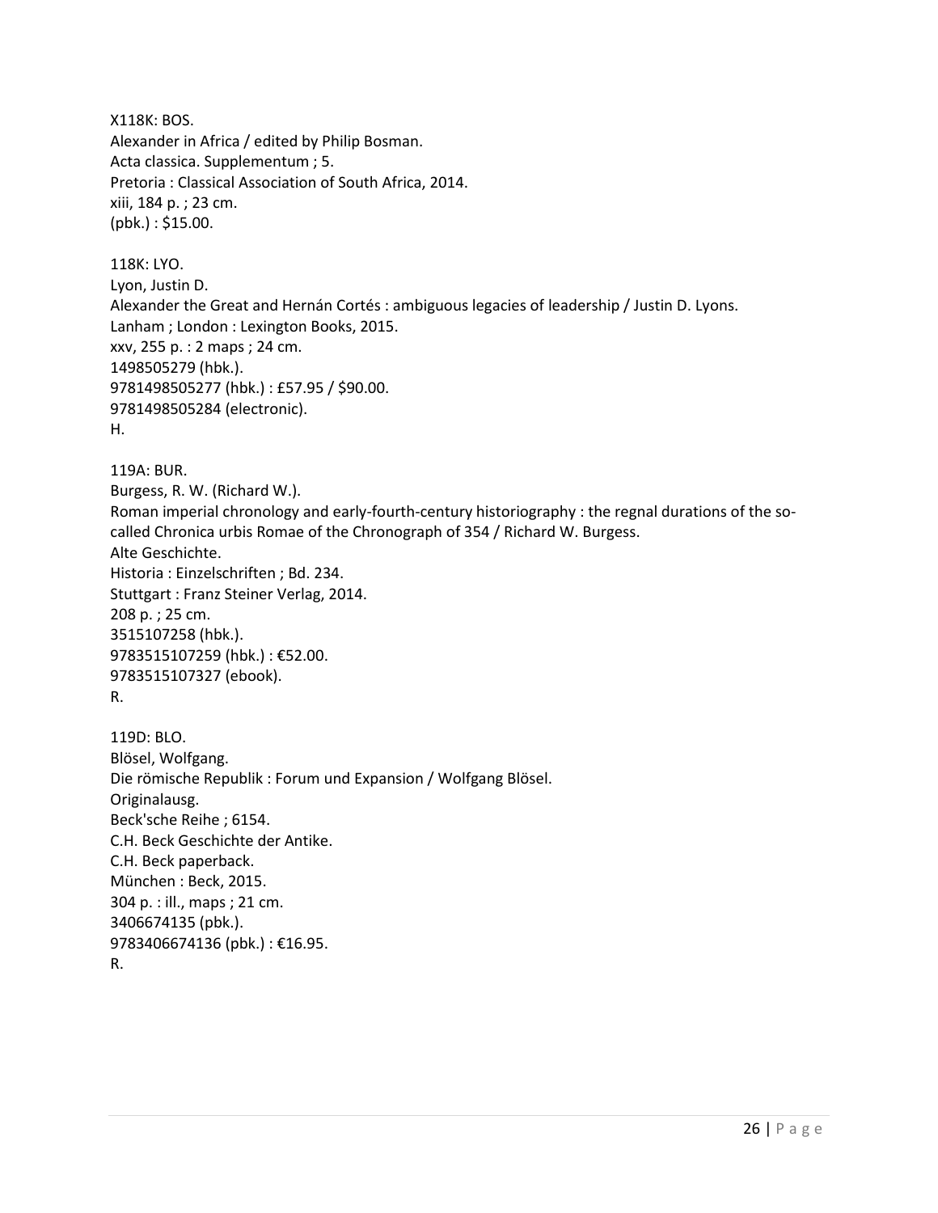X118K: BOS.
Alexander in Africa / edited by Philip Bosman.
Acta classica. Supplementum ; 5.
Pretoria : Classical Association of South Africa, 2014.
xiii, 184 p. ; 23 cm.
(pbk.) : $15.00.

118K: LYO.
Lyon, Justin D.
Alexander the Great and Hernán Cortés : ambiguous legacies of leadership / Justin D. Lyons.
Lanham ; London : Lexington Books, 2015.
xxv, 255 p. : 2 maps ; 24 cm.
1498505279 (hbk.).
9781498505277 (hbk.) : £57.95 / $90.00.
9781498505284 (electronic).
H.

119A: BUR.
Burgess, R. W. (Richard W.).
Roman imperial chronology and early-fourth-century historiography : the regnal durations of the so-called Chronica urbis Romae of the Chronograph of 354 / Richard W. Burgess.
Alte Geschichte.
Historia : Einzelschriften ; Bd. 234.
Stuttgart : Franz Steiner Verlag, 2014.
208 p. ; 25 cm.
3515107258 (hbk.).
9783515107259 (hbk.) : €52.00.
9783515107327 (ebook).
R.

119D: BLO.
Blösel, Wolfgang.
Die römische Republik : Forum und Expansion / Wolfgang Blösel.
Originalausg.
Beck'sche Reihe ; 6154.
C.H. Beck Geschichte der Antike.
C.H. Beck paperback.
München : Beck, 2015.
304 p. : ill., maps ; 21 cm.
3406674135 (pbk.).
9783406674136 (pbk.) : €16.95.
R.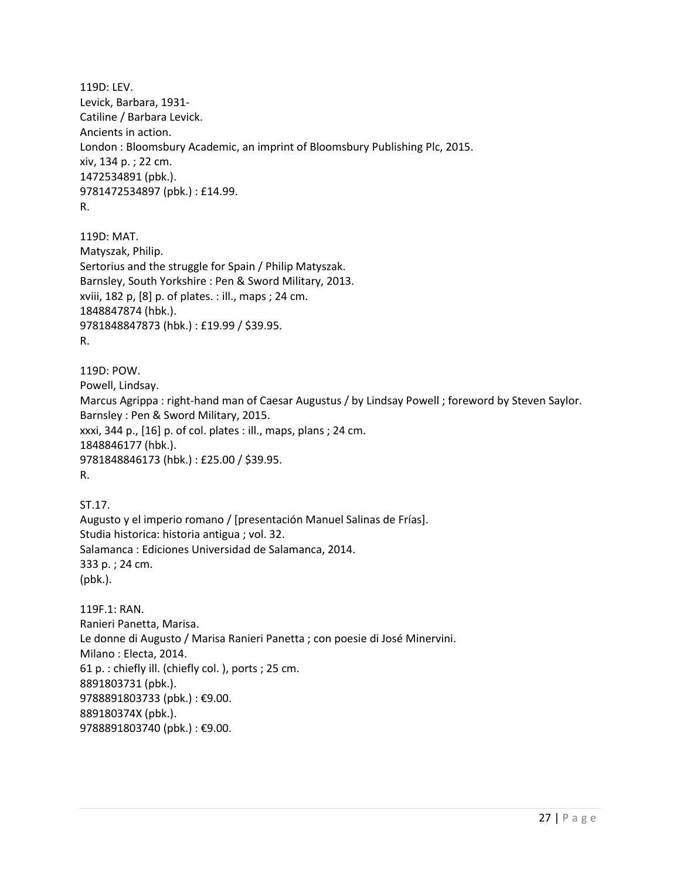119D: LEV.
Levick, Barbara, 1931-
Catiline / Barbara Levick.
Ancients in action.
London : Bloomsbury Academic, an imprint of Bloomsbury Publishing Plc, 2015.
xiv, 134 p. ; 22 cm.
1472534891 (pbk.).
9781472534897 (pbk.) : £14.99.
R.

119D: MAT.
Matyszak, Philip.
Sertorius and the struggle for Spain / Philip Matyszak.
Barnsley, South Yorkshire : Pen & Sword Military, 2013.
xviii, 182 p, [8] p. of plates. : ill., maps ; 24 cm.
1848847874 (hbk.).
9781848847873 (hbk.) : £19.99 / $39.95.
R.

119D: POW.
Powell, Lindsay.
Marcus Agrippa : right-hand man of Caesar Augustus / by Lindsay Powell ; foreword by Steven Saylor.
Barnsley : Pen & Sword Military, 2015.
xxxi, 344 p., [16] p. of col. plates : ill., maps, plans ; 24 cm.
1848846177 (hbk.).
9781848846173 (hbk.) : £25.00 / $39.95.
R.

ST.17.
Augusto y el imperio romano / [presentación Manuel Salinas de Frías].
Studia historica: historia antigua ; vol. 32.
Salamanca : Ediciones Universidad de Salamanca, 2014.
333 p. ; 24 cm.
(pbk.).

119F.1: RAN.
Ranieri Panetta, Marisa.
Le donne di Augusto / Marisa Ranieri Panetta ; con poesie di José Minervini.
Milano : Electa, 2014.
61 p. : chiefly ill. (chiefly col. ), ports ; 25 cm.
8891803731 (pbk.).
9788891803733 (pbk.) : €9.00.
889180374X (pbk.).
9788891803740 (pbk.) : €9.00.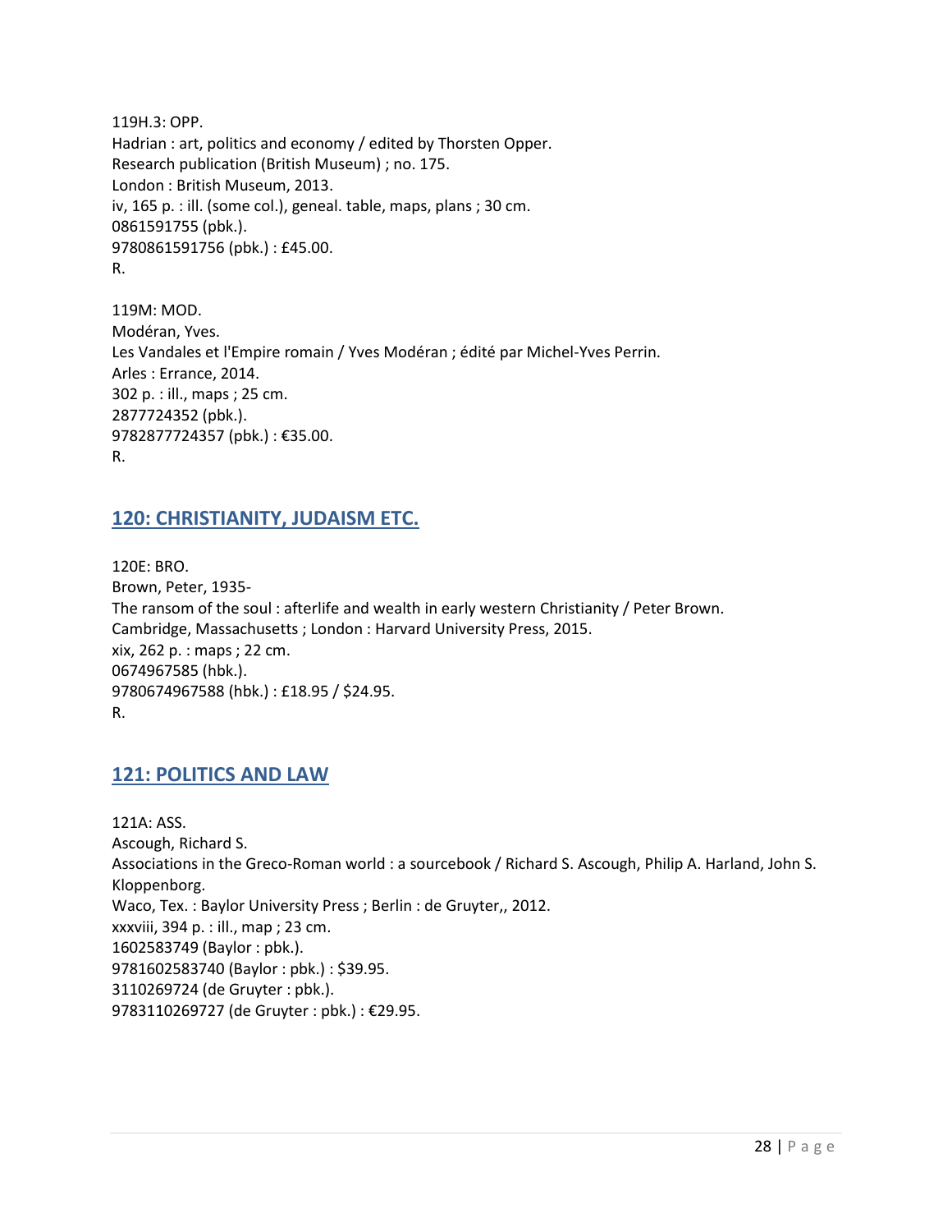119H.3: OPP.
Hadrian : art, politics and economy / edited by Thorsten Opper.
Research publication (British Museum) ; no. 175.
London : British Museum, 2013.
iv, 165 p. : ill. (some col.), geneal. table, maps, plans ; 30 cm.
0861591755 (pbk.).
9780861591756 (pbk.) : £45.00.
R.

119M: MOD.
Modéran, Yves.
Les Vandales et l'Empire romain / Yves Modéran ; édité par Michel-Yves Perrin.
Arles : Errance, 2014.
302 p. : ill., maps ; 25 cm.
2877724352 (pbk.).
9782877724357 (pbk.) : €35.00.
R.

## 120: CHRISTIANITY, JUDAISM ETC.

120E: BRO.
Brown, Peter, 1935-
The ransom of the soul : afterlife and wealth in early western Christianity / Peter Brown.
Cambridge, Massachusetts ; London : Harvard University Press, 2015.
xix, 262 p. : maps ; 22 cm.
0674967585 (hbk.).
9780674967588 (hbk.) : £18.95 / $24.95.
R.

## 121: POLITICS AND LAW

121A: ASS.
Ascough, Richard S.
Associations in the Greco-Roman world : a sourcebook / Richard S. Ascough, Philip A. Harland, John S. Kloppenborg.
Waco, Tex. : Baylor University Press ; Berlin : de Gruyter,, 2012.
xxxviii, 394 p. : ill., map ; 23 cm.
1602583749 (Baylor : pbk.).
9781602583740 (Baylor : pbk.) : $39.95.
3110269724 (de Gruyter : pbk.).
9783110269727 (de Gruyter : pbk.) : €29.95.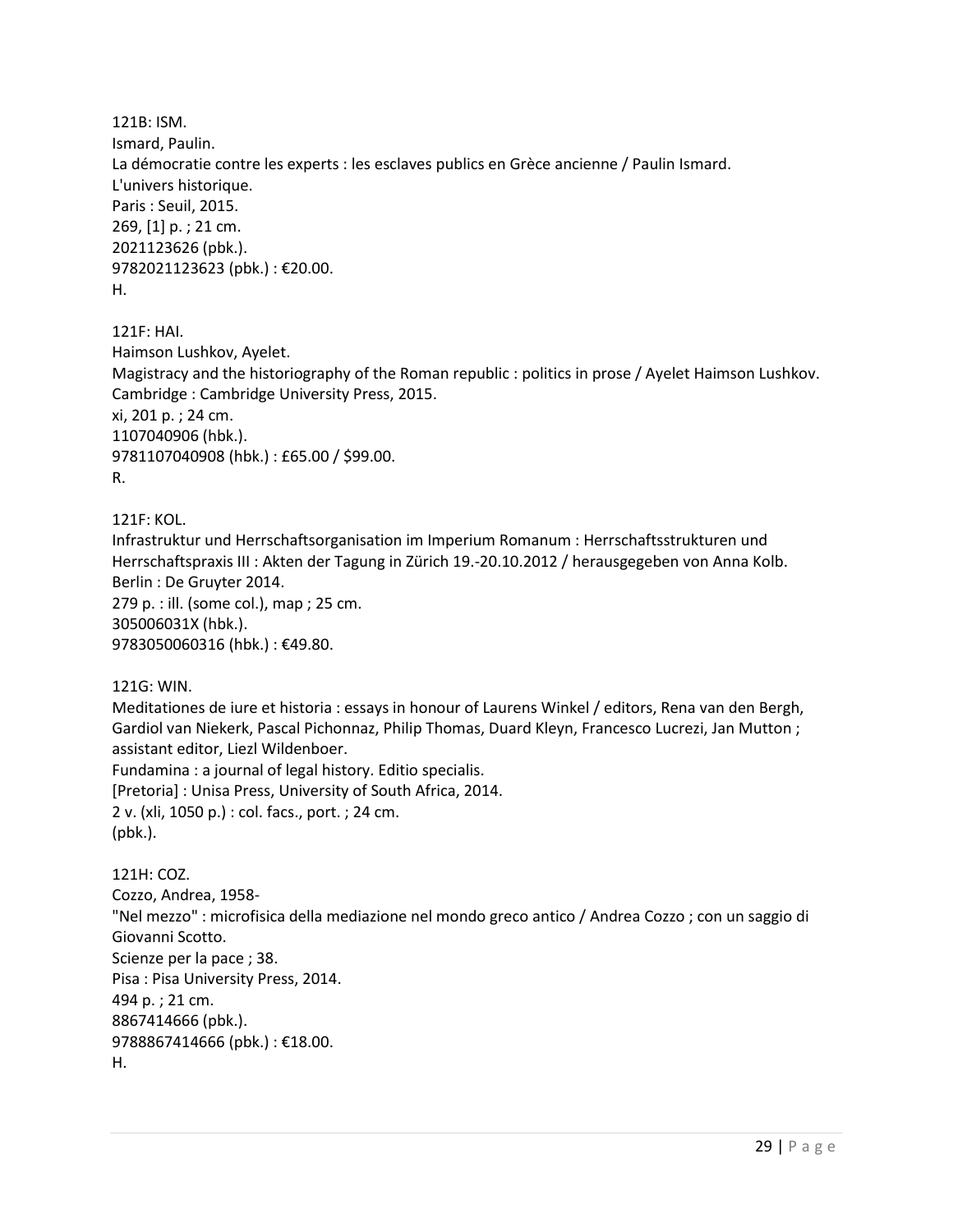121B: ISM.
Ismard, Paulin.
La démocratie contre les experts : les esclaves publics en Grèce ancienne / Paulin Ismard.
L'univers historique.
Paris : Seuil, 2015.
269, [1] p. ; 21 cm.
2021123626 (pbk.).
9782021123623 (pbk.) : €20.00.
H.

121F: HAI.
Haimson Lushkov, Ayelet.
Magistracy and the historiography of the Roman republic : politics in prose / Ayelet Haimson Lushkov.
Cambridge : Cambridge University Press, 2015.
xi, 201 p. ; 24 cm.
1107040906 (hbk.).
9781107040908 (hbk.) : £65.00 / $99.00.
R.

121F: KOL.
Infrastruktur und Herrschaftsorganisation im Imperium Romanum : Herrschaftsstrukturen und Herrschaftspraxis III : Akten der Tagung in Zürich 19.-20.10.2012 / herausgegeben von Anna Kolb.
Berlin : De Gruyter 2014.
279 p. : ill. (some col.), map ; 25 cm.
305006031X (hbk.).
9783050060316 (hbk.) : €49.80.

121G: WIN.
Meditationes de iure et historia : essays in honour of Laurens Winkel / editors, Rena van den Bergh, Gardiol van Niekerk, Pascal Pichonnaz, Philip Thomas, Duard Kleyn, Francesco Lucrezi, Jan Mutton ; assistant editor, Liezl Wildenboer.
Fundamina : a journal of legal history. Editio specialis.
[Pretoria] : Unisa Press, University of South Africa, 2014.
2 v. (xli, 1050 p.) : col. facs., port. ; 24 cm.
(pbk.).

121H: COZ.
Cozzo, Andrea, 1958-
"Nel mezzo" : microfisica della mediazione nel mondo greco antico / Andrea Cozzo ; con un saggio di Giovanni Scotto.
Scienze per la pace ; 38.
Pisa : Pisa University Press, 2014.
494 p. ; 21 cm.
8867414666 (pbk.).
9788867414666 (pbk.) : €18.00.
H.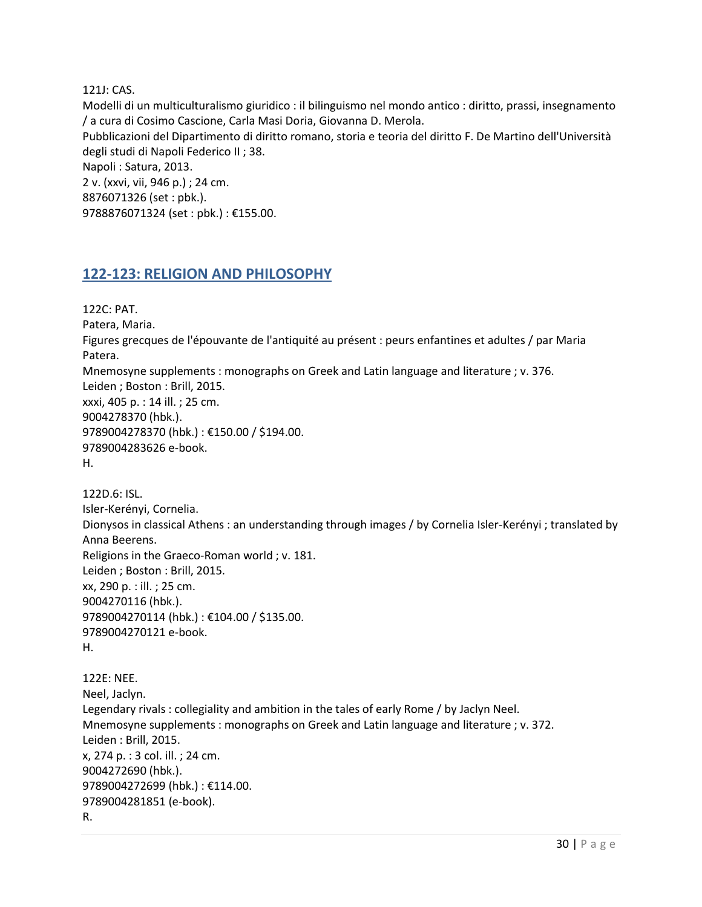121J: CAS.  
Modelli di un multiculturalismo giuridico : il bilinguismo nel mondo antico : diritto, prassi, insegnamento / a cura di Cosimo Cascione, Carla Masi Doria, Giovanna D. Merola.  
Pubblicazioni del Dipartimento di diritto romano, storia e teoria del diritto F. De Martino dell'Università degli studi di Napoli Federico II ; 38.  
Napoli : Satura, 2013.  
2 v. (xxvi, vii, 946 p.) ; 24 cm.  
8876071326 (set : pbk.).  
9788876071324 (set : pbk.) : €155.00.

## 122-123: RELIGION AND PHILOSOPHY

122C: PAT.  
Patera, Maria.  
Figures grecques de l'épouvante de l'antiquité au présent : peurs enfantines et adultes / par Maria Patera.  
Mnemosyne supplements : monographs on Greek and Latin language and literature ; v. 376.  
Leiden ; Boston : Brill, 2015.  
xxxi, 405 p. : 14 ill. ; 25 cm.  
9004278370 (hbk.).  
9789004278370 (hbk.) : €150.00 / $194.00.  
9789004283626 e-book.  
H.

122D.6: ISL.  
Isler-Kerényi, Cornelia.  
Dionysos in classical Athens : an understanding through images / by Cornelia Isler-Kerényi ; translated by Anna Beerens.  
Religions in the Graeco-Roman world ; v. 181.  
Leiden ; Boston : Brill, 2015.  
xx, 290 p. : ill. ; 25 cm.  
9004270116 (hbk.).  
9789004270114 (hbk.) : €104.00 / $135.00.  
9789004270121 e-book.  
H.

122E: NEE.  
Neel, Jaclyn.  
Legendary rivals : collegiality and ambition in the tales of early Rome / by Jaclyn Neel.  
Mnemosyne supplements : monographs on Greek and Latin language and literature ; v. 372.  
Leiden : Brill, 2015.  
x, 274 p. : 3 col. ill. ; 24 cm.  
9004272690 (hbk.).  
9789004272699 (hbk.) : €114.00.  
9789004281851 (e-book).  
R.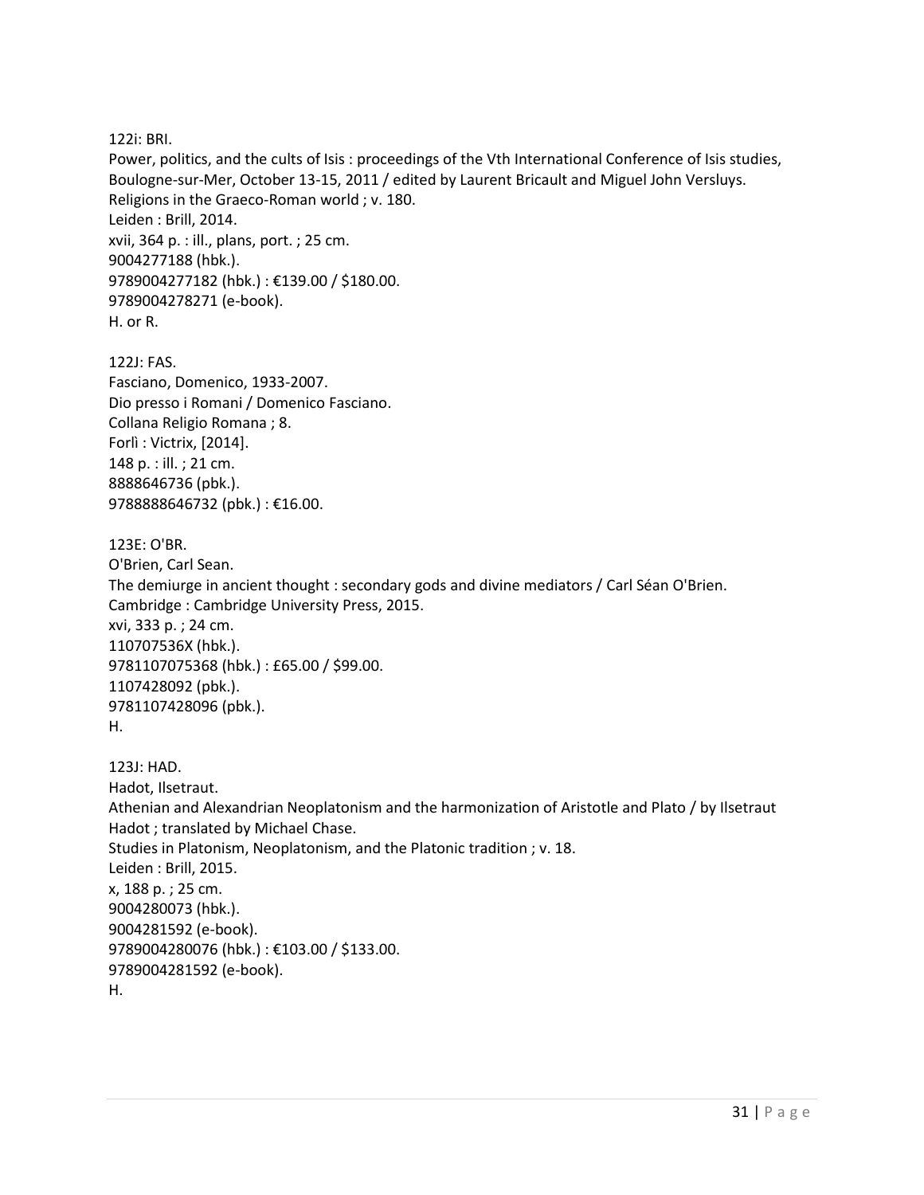122i: BRI.
Power, politics, and the cults of Isis : proceedings of the Vth International Conference of Isis studies, Boulogne-sur-Mer, October 13-15, 2011 / edited by Laurent Bricault and Miguel John Versluys.
Religions in the Graeco-Roman world ; v. 180.
Leiden : Brill, 2014.
xvii, 364 p. : ill., plans, port. ; 25 cm.
9004277188 (hbk.).
9789004277182 (hbk.) : €139.00 / $180.00.
9789004278271 (e-book).
H. or R.

122J: FAS.
Fasciano, Domenico, 1933-2007.
Dio presso i Romani / Domenico Fasciano.
Collana Religio Romana ; 8.
Forlì : Victrix, [2014].
148 p. : ill. ; 21 cm.
8888646736 (pbk.).
9788888646732 (pbk.) : €16.00.

123E: O'BR.
O'Brien, Carl Sean.
The demiurge in ancient thought : secondary gods and divine mediators / Carl Séan O'Brien.
Cambridge : Cambridge University Press, 2015.
xvi, 333 p. ; 24 cm.
110707536X (hbk.).
9781107075368 (hbk.) : £65.00 / $99.00.
1107428092 (pbk.).
9781107428096 (pbk.).
H.

123J: HAD.
Hadot, Ilsetraut.
Athenian and Alexandrian Neoplatonism and the harmonization of Aristotle and Plato / by Ilsetraut Hadot ; translated by Michael Chase.
Studies in Platonism, Neoplatonism, and the Platonic tradition ; v. 18.
Leiden : Brill, 2015.
x, 188 p. ; 25 cm.
9004280073 (hbk.).
9004281592 (e-book).
9789004280076 (hbk.) : €103.00 / $133.00.
9789004281592 (e-book).
H.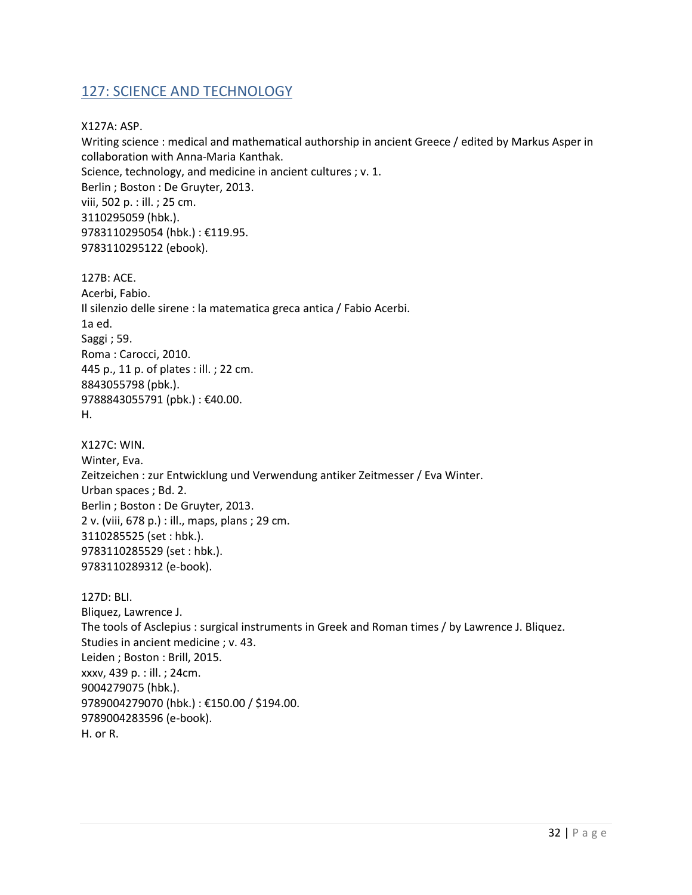## 127: SCIENCE AND TECHNOLOGY

X127A: ASP.
Writing science : medical and mathematical authorship in ancient Greece / edited by Markus Asper in collaboration with Anna-Maria Kanthak.
Science, technology, and medicine in ancient cultures ; v. 1.
Berlin ; Boston : De Gruyter, 2013.
viii, 502 p. : ill. ; 25 cm.
3110295059 (hbk.).
9783110295054 (hbk.) : €119.95.
9783110295122 (ebook).

127B: ACE.
Acerbi, Fabio.
Il silenzio delle sirene : la matematica greca antica / Fabio Acerbi.
1a ed.
Saggi ; 59.
Roma : Carocci, 2010.
445 p., 11 p. of plates : ill. ; 22 cm.
8843055798 (pbk.).
9788843055791 (pbk.) : €40.00.
H.

X127C: WIN.
Winter, Eva.
Zeitzeichen : zur Entwicklung und Verwendung antiker Zeitmesser / Eva Winter.
Urban spaces ; Bd. 2.
Berlin ; Boston : De Gruyter, 2013.
2 v. (viii, 678 p.) : ill., maps, plans ; 29 cm.
3110285525 (set : hbk.).
9783110285529 (set : hbk.).
9783110289312 (e-book).

127D: BLI.
Bliquez, Lawrence J.
The tools of Asclepius : surgical instruments in Greek and Roman times / by Lawrence J. Bliquez.
Studies in ancient medicine ; v. 43.
Leiden ; Boston : Brill, 2015.
xxxv, 439 p. : ill. ; 24cm.
9004279075 (hbk.).
9789004279070 (hbk.) : €150.00 / $194.00.
9789004283596 (e-book).
H. or R.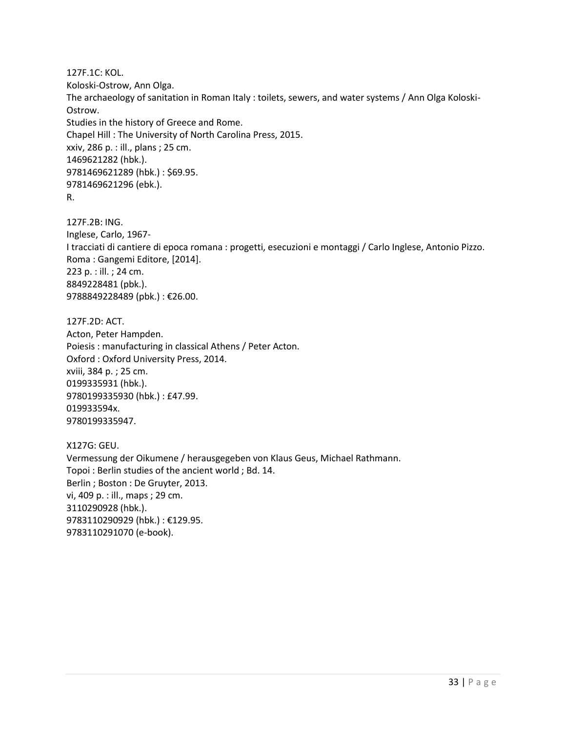127F.1C: KOL.
Koloski-Ostrow, Ann Olga.
The archaeology of sanitation in Roman Italy : toilets, sewers, and water systems / Ann Olga Koloski-Ostrow.
Studies in the history of Greece and Rome.
Chapel Hill : The University of North Carolina Press, 2015.
xxiv, 286 p. : ill., plans ; 25 cm.
1469621282 (hbk.).
9781469621289 (hbk.) : $69.95.
9781469621296 (ebk.).
R.

127F.2B: ING.
Inglese, Carlo, 1967-
I tracciati di cantiere di epoca romana : progetti, esecuzioni e montaggi / Carlo Inglese, Antonio Pizzo.
Roma : Gangemi Editore, [2014].
223 p. : ill. ; 24 cm.
8849228481 (pbk.).
9788849228489 (pbk.) : €26.00.

127F.2D: ACT.
Acton, Peter Hampden.
Poiesis : manufacturing in classical Athens / Peter Acton.
Oxford : Oxford University Press, 2014.
xviii, 384 p. ; 25 cm.
0199335931 (hbk.).
9780199335930 (hbk.) : £47.99.
019933594x.
9780199335947.

X127G: GEU.
Vermessung der Oikumene / herausgegeben von Klaus Geus, Michael Rathmann.
Topoi : Berlin studies of the ancient world ; Bd. 14.
Berlin ; Boston : De Gruyter, 2013.
vi, 409 p. : ill., maps ; 29 cm.
3110290928 (hbk.).
9783110290929 (hbk.) : €129.95.
9783110291070 (e-book).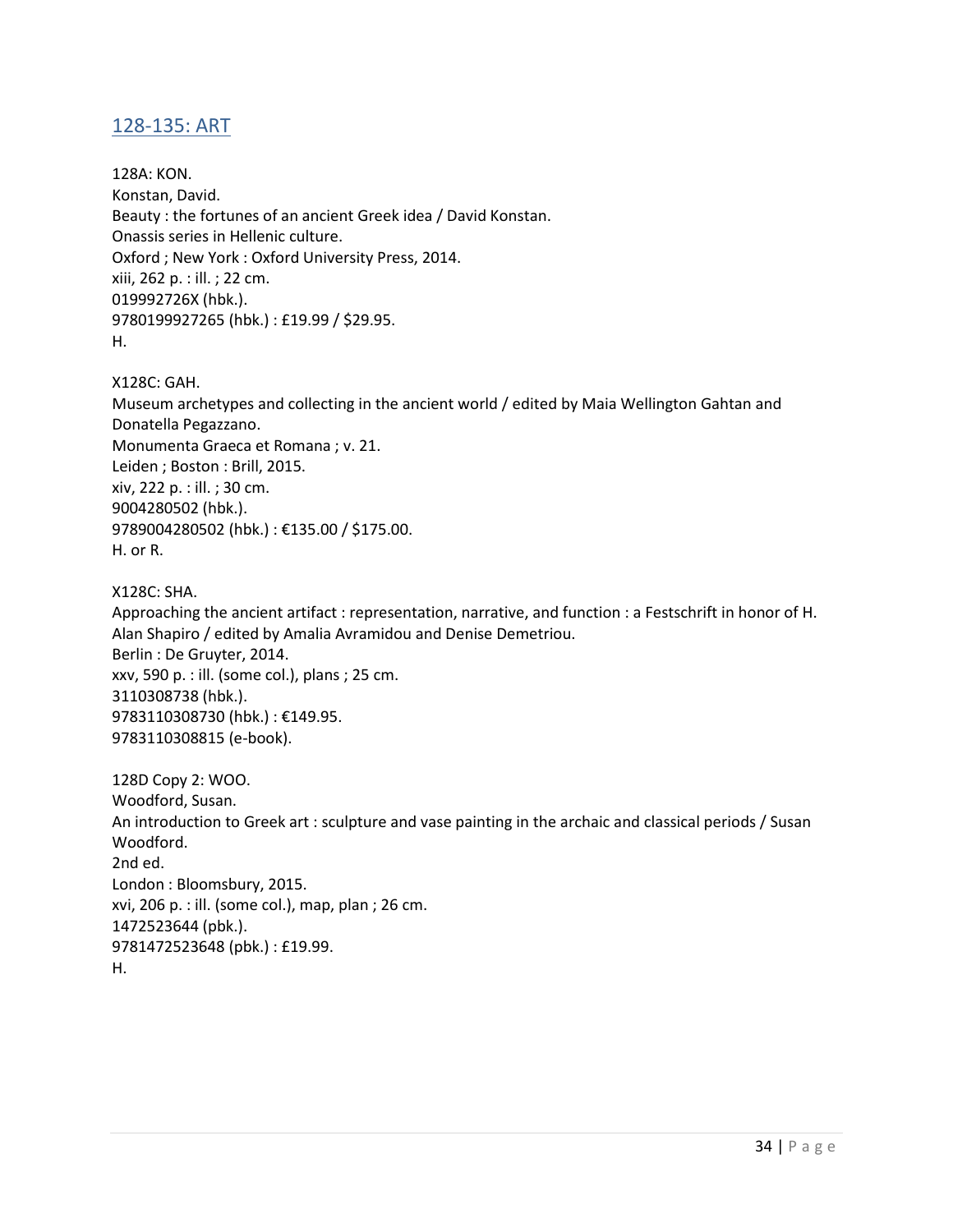## 128-135: ART

128A: KON.
Konstan, David.
Beauty : the fortunes of an ancient Greek idea / David Konstan.
Onassis series in Hellenic culture.
Oxford ; New York : Oxford University Press, 2014.
xiii, 262 p. : ill. ; 22 cm.
019992726X (hbk.).
9780199927265 (hbk.) : £19.99 / $29.95.
H.

X128C: GAH.
Museum archetypes and collecting in the ancient world / edited by Maia Wellington Gahtan and Donatella Pegazzano.
Monumenta Graeca et Romana ; v. 21.
Leiden ; Boston : Brill, 2015.
xiv, 222 p. : ill. ; 30 cm.
9004280502 (hbk.).
9789004280502 (hbk.) : €135.00 / $175.00.
H. or R.

X128C: SHA.
Approaching the ancient artifact : representation, narrative, and function : a Festschrift in honor of H. Alan Shapiro / edited by Amalia Avramidou and Denise Demetriou.
Berlin : De Gruyter, 2014.
xxv, 590 p. : ill. (some col.), plans ; 25 cm.
3110308738 (hbk.).
9783110308730 (hbk.) : €149.95.
9783110308815 (e-book).

128D Copy 2: WOO.
Woodford, Susan.
An introduction to Greek art : sculpture and vase painting in the archaic and classical periods / Susan Woodford.
2nd ed.
London : Bloomsbury, 2015.
xvi, 206 p. : ill. (some col.), map, plan ; 26 cm.
1472523644 (pbk.).
9781472523648 (pbk.) : £19.99.
H.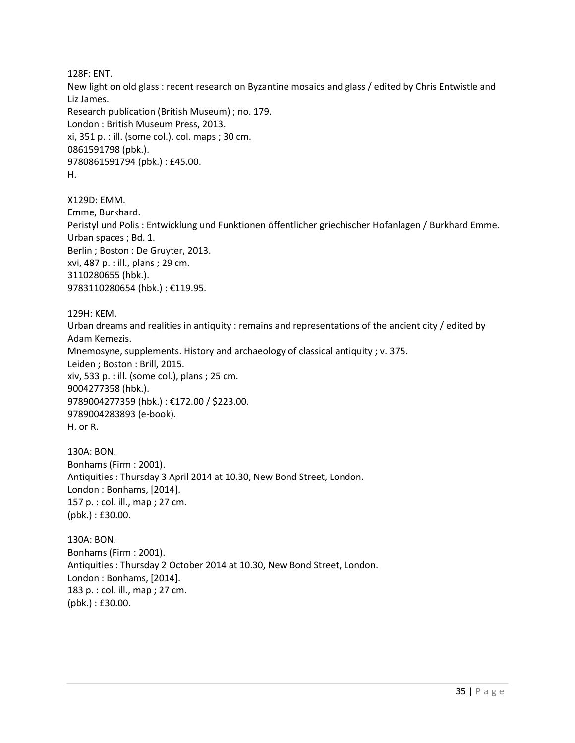128F: ENT.
New light on old glass : recent research on Byzantine mosaics and glass / edited by Chris Entwistle and Liz James.
Research publication (British Museum) ; no. 179.
London : British Museum Press, 2013.
xi, 351 p. : ill. (some col.), col. maps ; 30 cm.
0861591798 (pbk.).
9780861591794 (pbk.) : £45.00.
H.

X129D: EMM.
Emme, Burkhard.
Peristyl und Polis : Entwicklung und Funktionen öffentlicher griechischer Hofanlagen / Burkhard Emme.
Urban spaces ; Bd. 1.
Berlin ; Boston : De Gruyter, 2013.
xvi, 487 p. : ill., plans ; 29 cm.
3110280655 (hbk.).
9783110280654 (hbk.) : €119.95.

129H: KEM.
Urban dreams and realities in antiquity : remains and representations of the ancient city / edited by Adam Kemezis.
Mnemosyne, supplements. History and archaeology of classical antiquity ; v. 375.
Leiden ; Boston : Brill, 2015.
xiv, 533 p. : ill. (some col.), plans ; 25 cm.
9004277358 (hbk.).
9789004277359 (hbk.) : €172.00 / $223.00.
9789004283893 (e-book).
H. or R.

130A: BON.
Bonhams (Firm : 2001).
Antiquities : Thursday 3 April 2014 at 10.30, New Bond Street, London.
London : Bonhams, [2014].
157 p. : col. ill., map ; 27 cm.
(pbk.) : £30.00.

130A: BON.
Bonhams (Firm : 2001).
Antiquities : Thursday 2 October 2014 at 10.30, New Bond Street, London.
London : Bonhams, [2014].
183 p. : col. ill., map ; 27 cm.
(pbk.) : £30.00.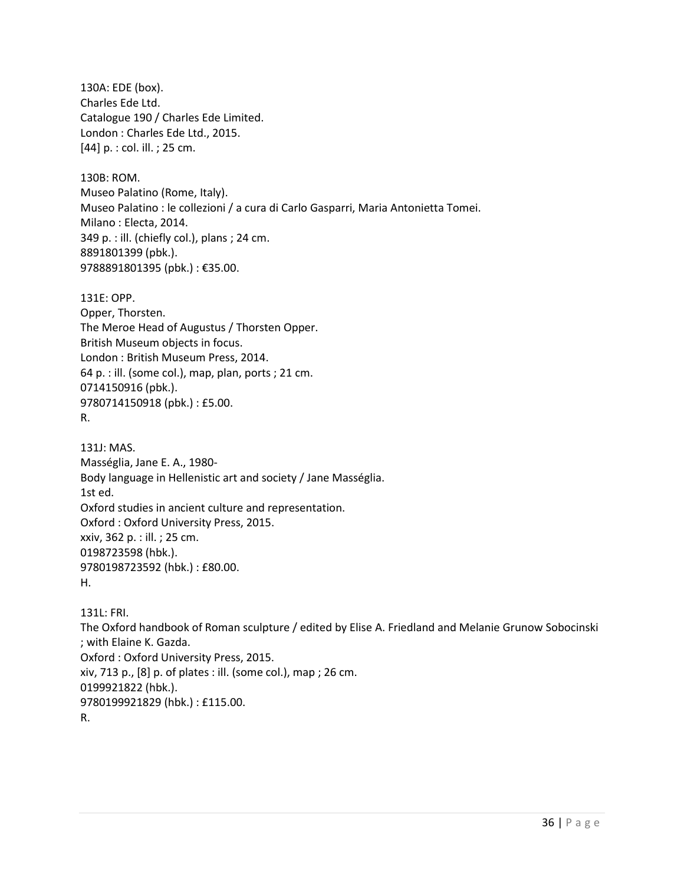130A: EDE (box).
Charles Ede Ltd.
Catalogue 190 / Charles Ede Limited.
London : Charles Ede Ltd., 2015.
[44] p. : col. ill. ; 25 cm.

130B: ROM.
Museo Palatino (Rome, Italy).
Museo Palatino : le collezioni / a cura di Carlo Gasparri, Maria Antonietta Tomei.
Milano : Electa, 2014.
349 p. : ill. (chiefly col.), plans ; 24 cm.
8891801399 (pbk.).
9788891801395 (pbk.) : €35.00.

131E: OPP.
Opper, Thorsten.
The Meroe Head of Augustus / Thorsten Opper.
British Museum objects in focus.
London : British Museum Press, 2014.
64 p. : ill. (some col.), map, plan, ports ; 21 cm.
0714150916 (pbk.).
9780714150918 (pbk.) : £5.00.
R.

131J: MAS.
Masséglia, Jane E. A., 1980-
Body language in Hellenistic art and society / Jane Masséglia.
1st ed.
Oxford studies in ancient culture and representation.
Oxford : Oxford University Press, 2015.
xxiv, 362 p. : ill. ; 25 cm.
0198723598 (hbk.).
9780198723592 (hbk.) : £80.00.
H.

131L: FRI.
The Oxford handbook of Roman sculpture / edited by Elise A. Friedland and Melanie Grunow Sobocinski ; with Elaine K. Gazda.
Oxford : Oxford University Press, 2015.
xiv, 713 p., [8] p. of plates : ill. (some col.), map ; 26 cm.
0199921822 (hbk.).
9780199921829 (hbk.) : £115.00.
R.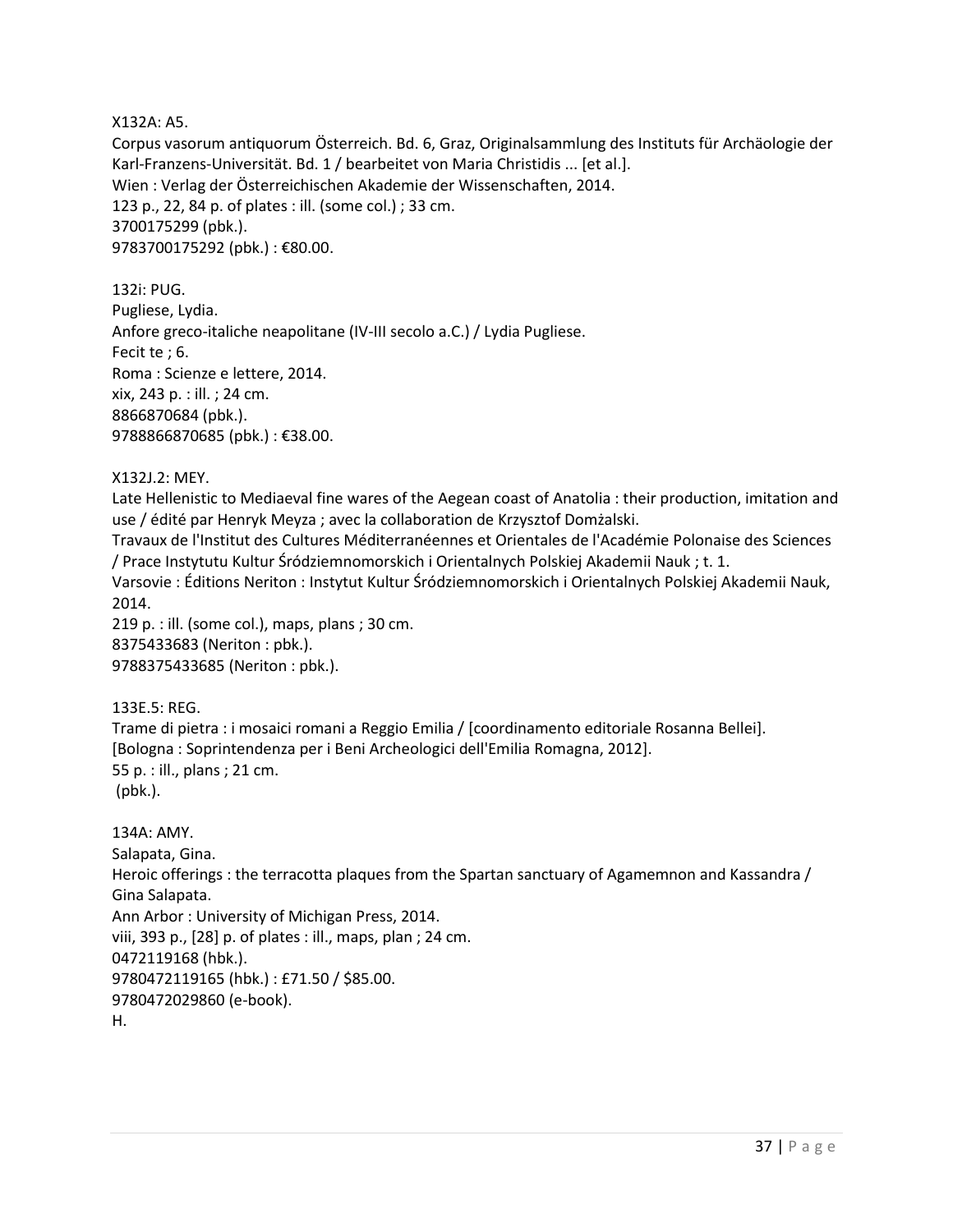X132A: A5.
Corpus vasorum antiquorum Österreich. Bd. 6, Graz, Originalsammlung des Instituts für Archäologie der Karl-Franzens-Universität. Bd. 1 / bearbeitet von Maria Christidis ... [et al.].
Wien : Verlag der Österreichischen Akademie der Wissenschaften, 2014.
123 p., 22, 84 p. of plates : ill. (some col.) ; 33 cm.
3700175299 (pbk.).
9783700175292 (pbk.) : €80.00.

132i: PUG.
Pugliese, Lydia.
Anfore greco-italiche neapolitane (IV-III secolo a.C.) / Lydia Pugliese.
Fecit te ; 6.
Roma : Scienze e lettere, 2014.
xix, 243 p. : ill. ; 24 cm.
8866870684 (pbk.).
9788866870685 (pbk.) : €38.00.

X132J.2: MEY.
Late Hellenistic to Mediaeval fine wares of the Aegean coast of Anatolia : their production, imitation and use / édité par Henryk Meyza ; avec la collaboration de Krzysztof Domżalski.
Travaux de l'Institut des Cultures Méditerranéennes et Orientales de l'Académie Polonaise des Sciences / Prace Instytutu Kultur Śródziemnomorskich i Orientalnych Polskiej Akademii Nauk ; t. 1.
Varsovie : Éditions Neriton : Instytut Kultur Śródziemnomorskich i Orientalnych Polskiej Akademii Nauk, 2014.
219 p. : ill. (some col.), maps, plans ; 30 cm.
8375433683 (Neriton : pbk.).
9788375433685 (Neriton : pbk.).

133E.5: REG.
Trame di pietra : i mosaici romani a Reggio Emilia / [coordinamento editoriale Rosanna Bellei].
[Bologna : Soprintendenza per i Beni Archeologici dell'Emilia Romagna, 2012].
55 p. : ill., plans ; 21 cm.
(pbk.).

134A: AMY.
Salapata, Gina.
Heroic offerings : the terracotta plaques from the Spartan sanctuary of Agamemnon and Kassandra / Gina Salapata.
Ann Arbor : University of Michigan Press, 2014.
viii, 393 p., [28] p. of plates : ill., maps, plan ; 24 cm.
0472119168 (hbk.).
9780472119165 (hbk.) : £71.50 / $85.00.
9780472029860 (e-book).
H.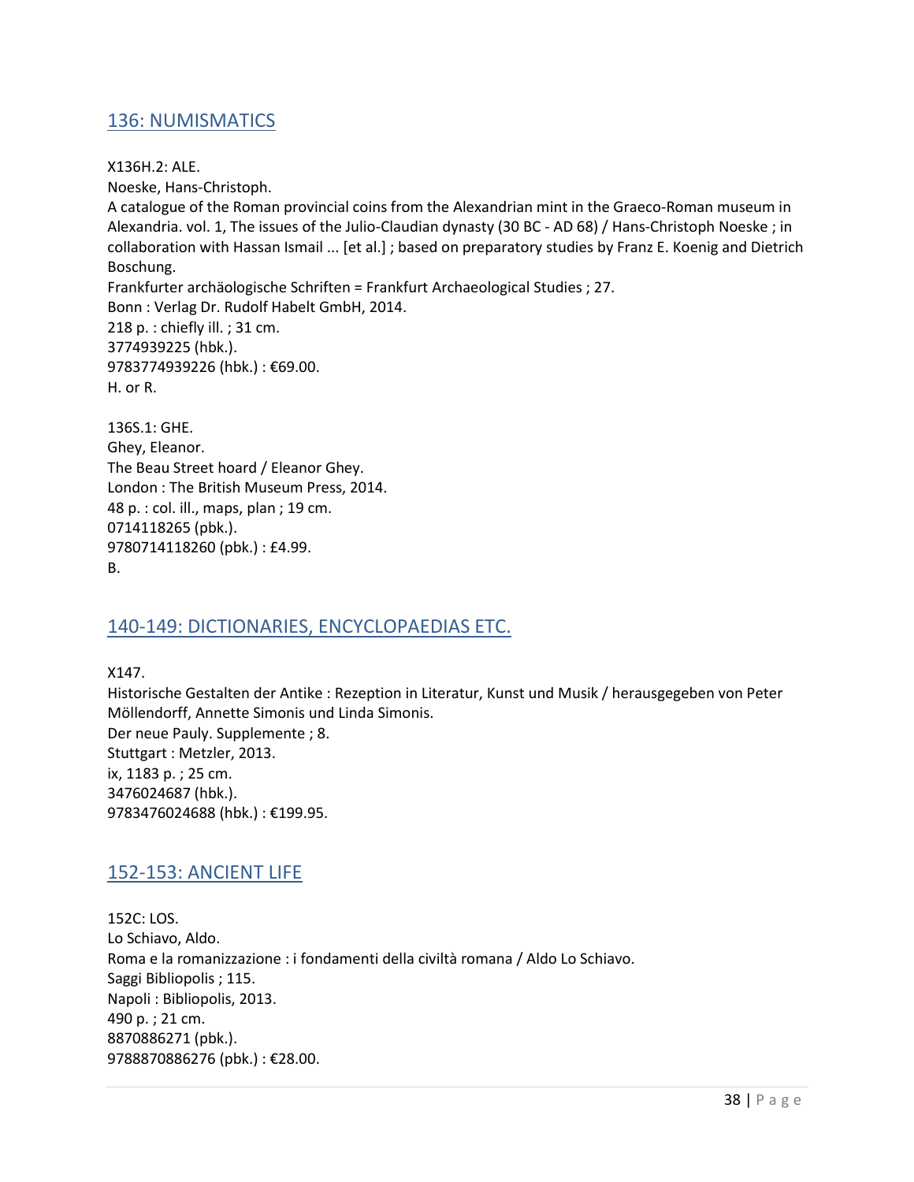## 136: NUMISMATICS

X136H.2: ALE.
Noeske, Hans-Christoph.
A catalogue of the Roman provincial coins from the Alexandrian mint in the Graeco-Roman museum in Alexandria. vol. 1, The issues of the Julio-Claudian dynasty (30 BC - AD 68) / Hans-Christoph Noeske ; in collaboration with Hassan Ismail ... [et al.] ; based on preparatory studies by Franz E. Koenig and Dietrich Boschung.
Frankfurter archäologische Schriften = Frankfurt Archaeological Studies ; 27.
Bonn : Verlag Dr. Rudolf Habelt GmbH, 2014.
218 p. : chiefly ill. ; 31 cm.
3774939225 (hbk.).
9783774939226 (hbk.) : €69.00.
H. or R.

136S.1: GHE.
Ghey, Eleanor.
The Beau Street hoard / Eleanor Ghey.
London : The British Museum Press, 2014.
48 p. : col. ill., maps, plan ; 19 cm.
0714118265 (pbk.).
9780714118260 (pbk.) : £4.99.
B.

## 140-149: DICTIONARIES, ENCYCLOPAEDIAS ETC.

X147.
Historische Gestalten der Antike : Rezeption in Literatur, Kunst und Musik / herausgegeben von Peter Möllendorff, Annette Simonis und Linda Simonis.
Der neue Pauly. Supplemente ; 8.
Stuttgart : Metzler, 2013.
ix, 1183 p. ; 25 cm.
3476024687 (hbk.).
9783476024688 (hbk.) : €199.95.

## 152-153: ANCIENT LIFE

152C: LOS.
Lo Schiavo, Aldo.
Roma e la romanizzazione : i fondamenti della civiltà romana / Aldo Lo Schiavo.
Saggi Bibliopolis ; 115.
Napoli : Bibliopolis, 2013.
490 p. ; 21 cm.
8870886271 (pbk.).
9788870886276 (pbk.) : €28.00.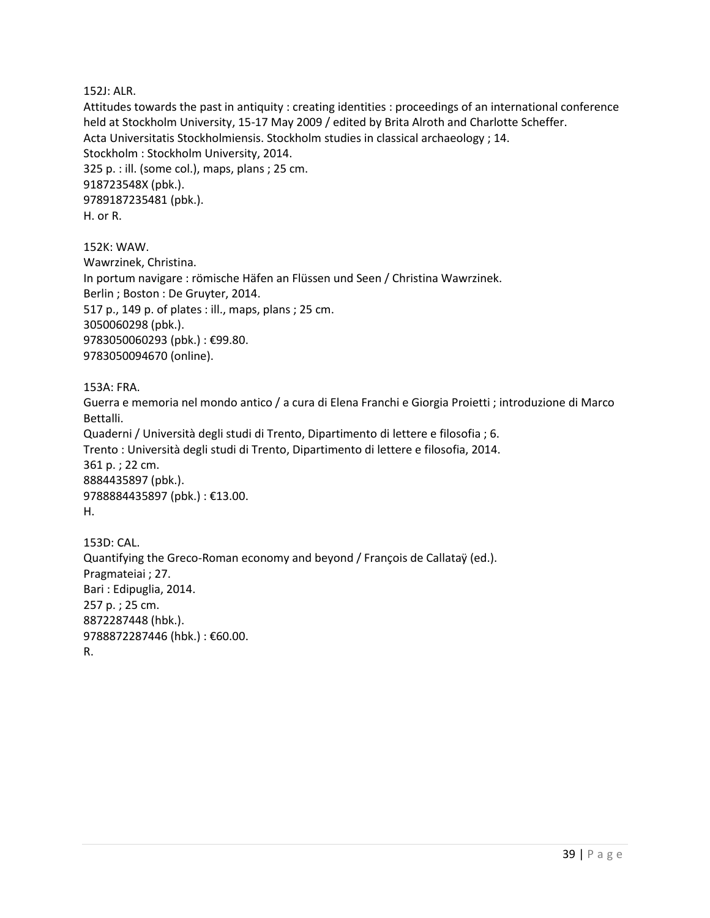152J: ALR.
Attitudes towards the past in antiquity : creating identities : proceedings of an international conference held at Stockholm University, 15-17 May 2009 / edited by Brita Alroth and Charlotte Scheffer.
Acta Universitatis Stockholmiensis. Stockholm studies in classical archaeology ; 14.
Stockholm : Stockholm University, 2014.
325 p. : ill. (some col.), maps, plans ; 25 cm.
918723548X (pbk.).
9789187235481 (pbk.).
H. or R.

152K: WAW.
Wawrzinek, Christina.
In portum navigare : römische Häfen an Flüssen und Seen / Christina Wawrzinek.
Berlin ; Boston : De Gruyter, 2014.
517 p., 149 p. of plates : ill., maps, plans ; 25 cm.
3050060298 (pbk.).
9783050060293 (pbk.) : €99.80.
9783050094670 (online).

153A: FRA.
Guerra e memoria nel mondo antico / a cura di Elena Franchi e Giorgia Proietti ; introduzione di Marco Bettalli.
Quaderni / Università degli studi di Trento, Dipartimento di lettere e filosofia ; 6.
Trento : Università degli studi di Trento, Dipartimento di lettere e filosofia, 2014.
361 p. ; 22 cm.
8884435897 (pbk.).
9788884435897 (pbk.) : €13.00.
H.

153D: CAL.
Quantifying the Greco-Roman economy and beyond / François de Callataÿ (ed.).
Pragmateiai ; 27.
Bari : Edipuglia, 2014.
257 p. ; 25 cm.
8872287448 (hbk.).
9788872287446 (hbk.) : €60.00.
R.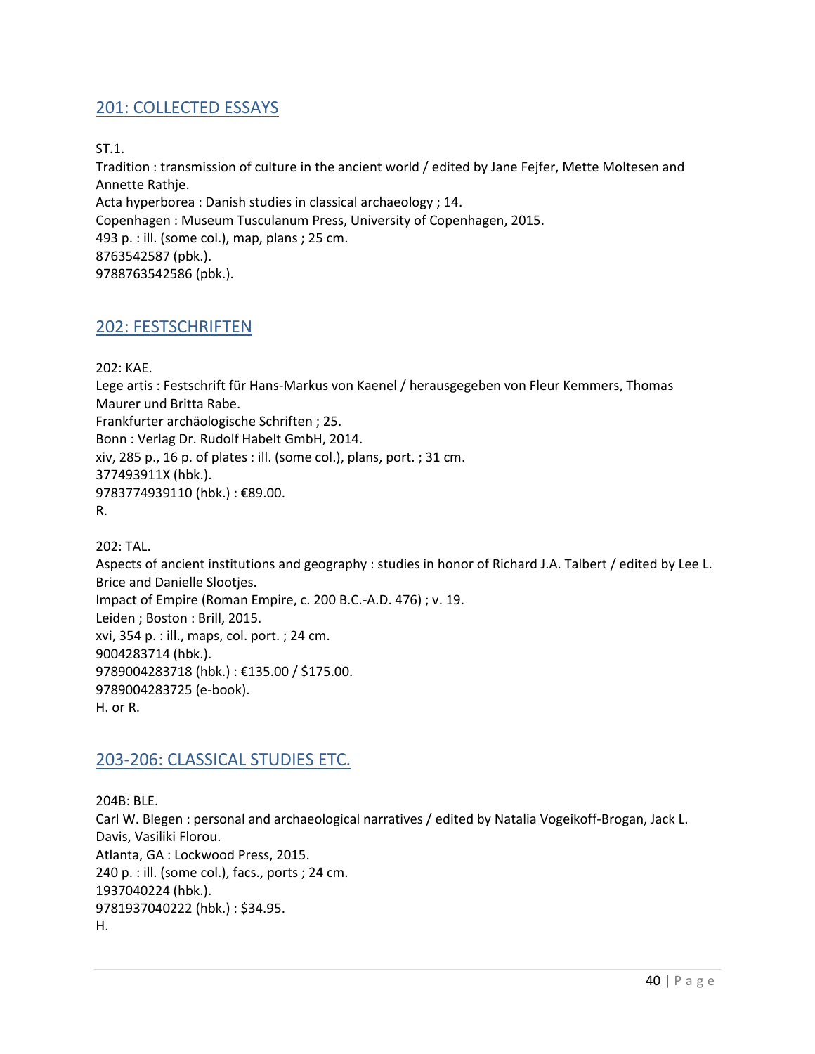## 201: COLLECTED ESSAYS

ST.1.
Tradition : transmission of culture in the ancient world / edited by Jane Fejfer, Mette Moltesen and Annette Rathje.
Acta hyperborea : Danish studies in classical archaeology ; 14.
Copenhagen : Museum Tusculanum Press, University of Copenhagen, 2015.
493 p. : ill. (some col.), map, plans ; 25 cm.
8763542587 (pbk.).
9788763542586 (pbk.).

## 202: FESTSCHRIFTEN

202: KAE.
Lege artis : Festschrift für Hans-Markus von Kaenel / herausgegeben von Fleur Kemmers, Thomas Maurer und Britta Rabe.
Frankfurter archäologische Schriften ; 25.
Bonn : Verlag Dr. Rudolf Habelt GmbH, 2014.
xiv, 285 p., 16 p. of plates : ill. (some col.), plans, port. ; 31 cm.
377493911X (hbk.).
9783774939110 (hbk.) : €89.00.
R.

202: TAL.
Aspects of ancient institutions and geography : studies in honor of Richard J.A. Talbert / edited by Lee L. Brice and Danielle Slootjes.
Impact of Empire (Roman Empire, c. 200 B.C.-A.D. 476) ; v. 19.
Leiden ; Boston : Brill, 2015.
xvi, 354 p. : ill., maps, col. port. ; 24 cm.
9004283714 (hbk.).
9789004283718 (hbk.) : €135.00 / $175.00.
9789004283725 (e-book).
H. or R.

## 203-206: CLASSICAL STUDIES ETC.

204B: BLE.
Carl W. Blegen : personal and archaeological narratives / edited by Natalia Vogeikoff-Brogan, Jack L. Davis, Vasiliki Florou.
Atlanta, GA : Lockwood Press, 2015.
240 p. : ill. (some col.), facs., ports ; 24 cm.
1937040224 (hbk.).
9781937040222 (hbk.) : $34.95.
H.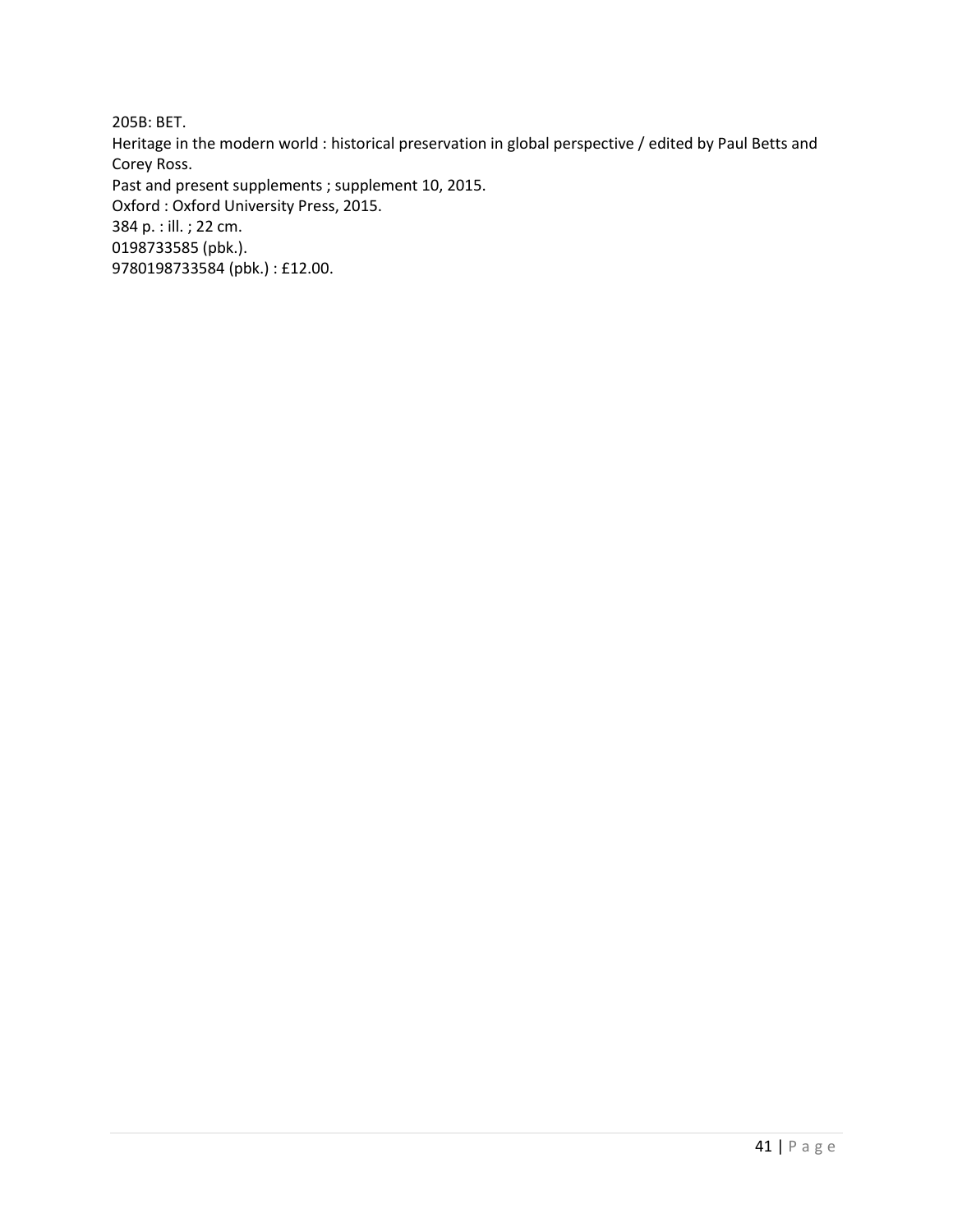205B: BET.
Heritage in the modern world : historical preservation in global perspective / edited by Paul Betts and Corey Ross.
Past and present supplements ; supplement 10, 2015.
Oxford : Oxford University Press, 2015.
384 p. : ill. ; 22 cm.
0198733585 (pbk.).
9780198733584 (pbk.) : £12.00.